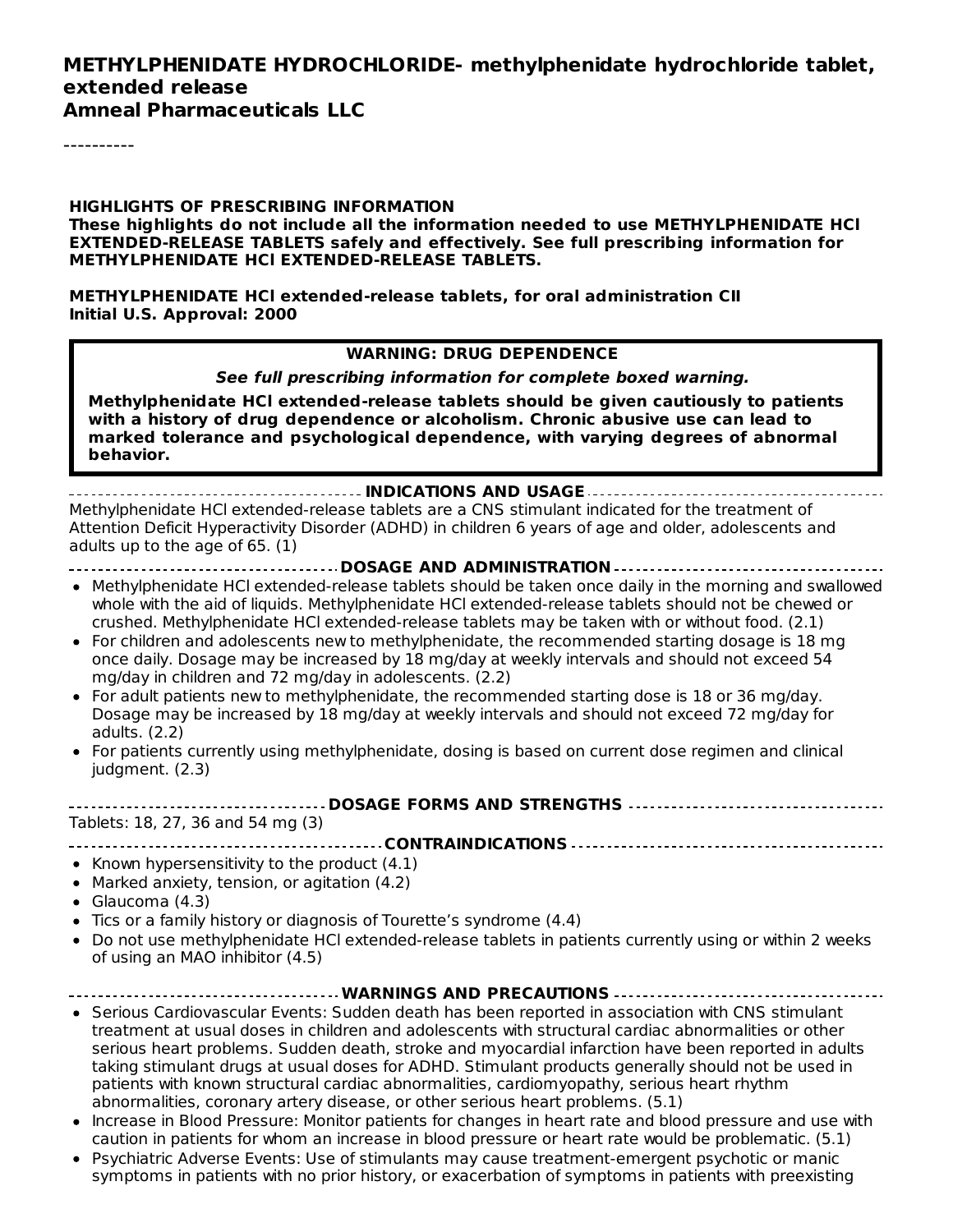# METHYLPHENIDATE HYDROCHLORIDE- methylphenidate hydrochloride tablet, extended release

**Amneal Pharmaceuticals LLC**

----------

**HIGHLIGHTS OF PRESCRIBING INFORMATION**

**These highlights do not include all the information needed to use METHYLPHENIDATE HCl EXTENDED-RELEASE TABLETS safely and effectively. See full prescribing information for METHYLPHENIDATE HCl EXTENDED-RELEASE TABLETS.**

**METHYLPHENIDATE HCl extended-release tablets, for oral administration CII**
**Initial U.S. Approval: 2000**

> **WARNING: DRUG DEPENDENCE**
>
> ***See full prescribing information for complete boxed warning.***
>
> **Methylphenidate HCl extended-release tablets should be given cautiously to patients with a history of drug dependence or alcoholism. Chronic abusive use can lead to marked tolerance and psychological dependence, with varying degrees of abnormal behavior.**

## INDICATIONS AND USAGE

Methylphenidate HCl extended-release tablets are a CNS stimulant indicated for the treatment of Attention Deficit Hyperactivity Disorder (ADHD) in children 6 years of age and older, adolescents and adults up to the age of 65. (1)

## DOSAGE AND ADMINISTRATION

- Methylphenidate HCl extended-release tablets should be taken once daily in the morning and swallowed whole with the aid of liquids. Methylphenidate HCl extended-release tablets should not be chewed or crushed. Methylphenidate HCl extended-release tablets may be taken with or without food. (2.1)
- For children and adolescents new to methylphenidate, the recommended starting dosage is 18 mg once daily. Dosage may be increased by 18 mg/day at weekly intervals and should not exceed 54 mg/day in children and 72 mg/day in adolescents. (2.2)
- For adult patients new to methylphenidate, the recommended starting dose is 18 or 36 mg/day. Dosage may be increased by 18 mg/day at weekly intervals and should not exceed 72 mg/day for adults. (2.2)
- For patients currently using methylphenidate, dosing is based on current dose regimen and clinical judgment. (2.3)

## DOSAGE FORMS AND STRENGTHS

Tablets: 18, 27, 36 and 54 mg (3)

## CONTRAINDICATIONS

- Known hypersensitivity to the product (4.1)
- Marked anxiety, tension, or agitation (4.2)
- Glaucoma (4.3)
- Tics or a family history or diagnosis of Tourette's syndrome (4.4)
- Do not use methylphenidate HCl extended-release tablets in patients currently using or within 2 weeks of using an MAO inhibitor (4.5)

## WARNINGS AND PRECAUTIONS

- Serious Cardiovascular Events: Sudden death has been reported in association with CNS stimulant treatment at usual doses in children and adolescents with structural cardiac abnormalities or other serious heart problems. Sudden death, stroke and myocardial infarction have been reported in adults taking stimulant drugs at usual doses for ADHD. Stimulant products generally should not be used in patients with known structural cardiac abnormalities, cardiomyopathy, serious heart rhythm abnormalities, coronary artery disease, or other serious heart problems. (5.1)
- Increase in Blood Pressure: Monitor patients for changes in heart rate and blood pressure and use with caution in patients for whom an increase in blood pressure or heart rate would be problematic. (5.1)
- Psychiatric Adverse Events: Use of stimulants may cause treatment-emergent psychotic or manic symptoms in patients with no prior history, or exacerbation of symptoms in patients with preexisting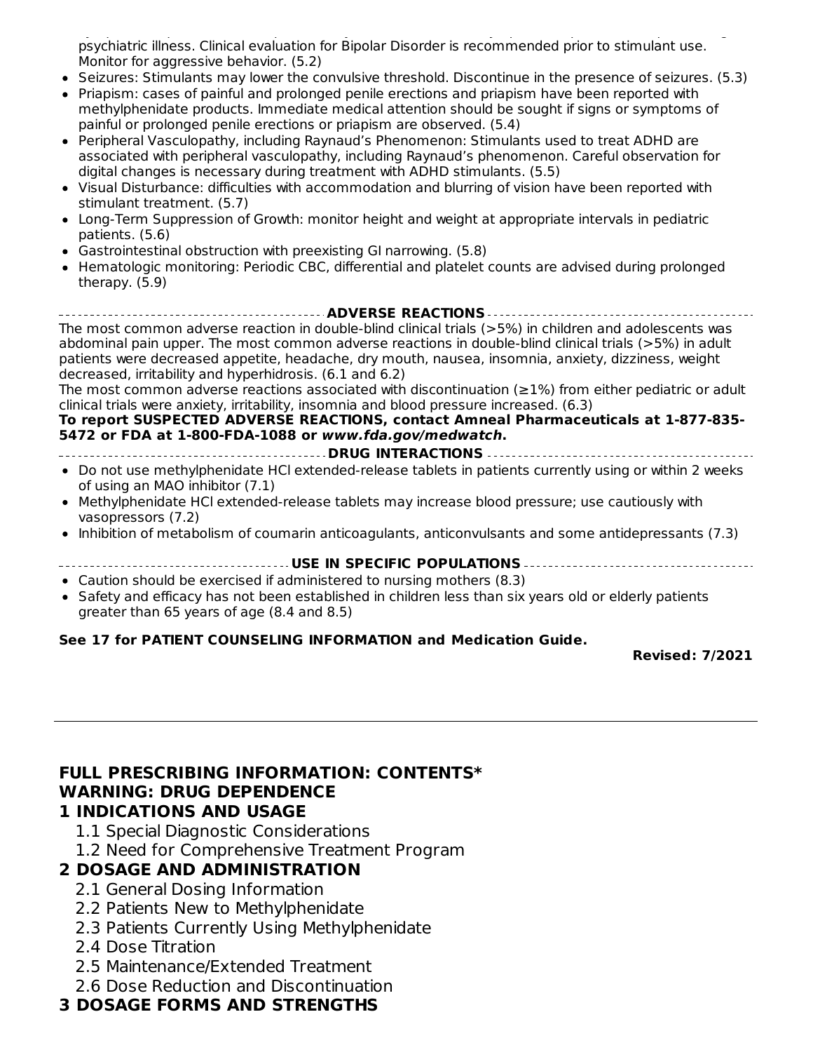psychiatric illness. Clinical evaluation for Bipolar Disorder is recommended prior to stimulant use. Monitor for aggressive behavior. (5.2)

- Seizures: Stimulants may lower the convulsive threshold. Discontinue in the presence of seizures. (5.3)
- Priapism: cases of painful and prolonged penile erections and priapism have been reported with methylphenidate products. Immediate medical attention should be sought if signs or symptoms of painful or prolonged penile erections or priapism are observed. (5.4)
- Peripheral Vasculopathy, including Raynaud's Phenomenon: Stimulants used to treat ADHD are associated with peripheral vasculopathy, including Raynaud's phenomenon. Careful observation for digital changes is necessary during treatment with ADHD stimulants. (5.5)
- Visual Disturbance: difficulties with accommodation and blurring of vision have been reported with stimulant treatment. (5.7)
- Long-Term Suppression of Growth: monitor height and weight at appropriate intervals in pediatric patients. (5.6)
- Gastrointestinal obstruction with preexisting GI narrowing. (5.8)
- Hematologic monitoring: Periodic CBC, differential and platelet counts are advised during prolonged therapy. (5.9)

**ADVERSE REACTIONS**

The most common adverse reaction in double-blind clinical trials (>5%) in children and adolescents was abdominal pain upper. The most common adverse reactions in double-blind clinical trials (>5%) in adult patients were decreased appetite, headache, dry mouth, nausea, insomnia, anxiety, dizziness, weight decreased, irritability and hyperhidrosis. (6.1 and 6.2)

The most common adverse reactions associated with discontinuation (≥1%) from either pediatric or adult clinical trials were anxiety, irritability, insomnia and blood pressure increased. (6.3)

**To report SUSPECTED ADVERSE REACTIONS, contact Amneal Pharmaceuticals at 1-877-835-5472 or FDA at 1-800-FDA-1088 or *www.fda.gov/medwatch*.**

**DRUG INTERACTIONS**

- Do not use methylphenidate HCl extended-release tablets in patients currently using or within 2 weeks of using an MAO inhibitor (7.1)
- Methylphenidate HCl extended-release tablets may increase blood pressure; use cautiously with vasopressors (7.2)
- Inhibition of metabolism of coumarin anticoagulants, anticonvulsants and some antidepressants (7.3)

**USE IN SPECIFIC POPULATIONS**

- Caution should be exercised if administered to nursing mothers (8.3)
- Safety and efficacy has not been established in children less than six years old or elderly patients greater than 65 years of age (8.4 and 8.5)

**See 17 for PATIENT COUNSELING INFORMATION and Medication Guide.**

**Revised: 7/2021**

---

## FULL PRESCRIBING INFORMATION: CONTENTS*

## WARNING: DRUG DEPENDENCE

## 1 INDICATIONS AND USAGE

1.1 Special Diagnostic Considerations

1.2 Need for Comprehensive Treatment Program

## 2 DOSAGE AND ADMINISTRATION

2.1 General Dosing Information

2.2 Patients New to Methylphenidate

2.3 Patients Currently Using Methylphenidate

2.4 Dose Titration

2.5 Maintenance/Extended Treatment

2.6 Dose Reduction and Discontinuation

## 3 DOSAGE FORMS AND STRENGTHS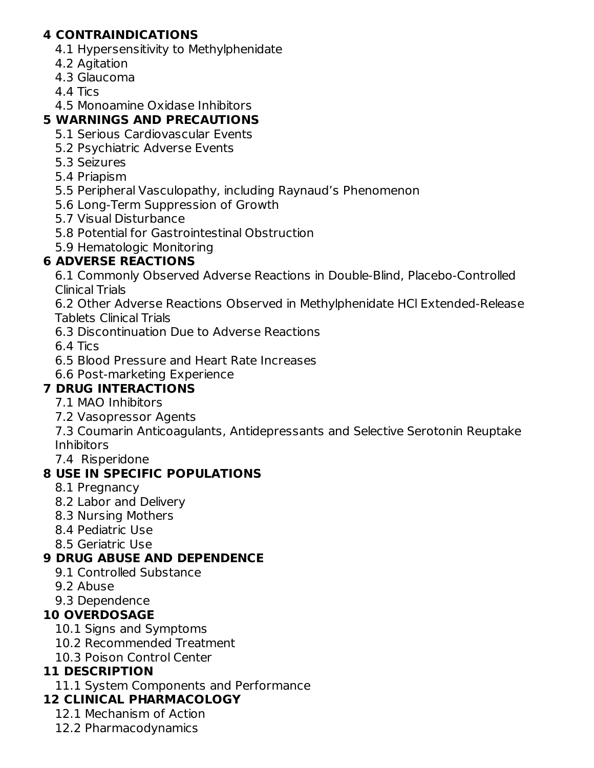**4 CONTRAINDICATIONS**

- 4.1 Hypersensitivity to Methylphenidate
- 4.2 Agitation
- 4.3 Glaucoma
- 4.4 Tics
- 4.5 Monoamine Oxidase Inhibitors

**5 WARNINGS AND PRECAUTIONS**

- 5.1 Serious Cardiovascular Events
- 5.2 Psychiatric Adverse Events
- 5.3 Seizures
- 5.4 Priapism
- 5.5 Peripheral Vasculopathy, including Raynaud's Phenomenon
- 5.6 Long-Term Suppression of Growth
- 5.7 Visual Disturbance
- 5.8 Potential for Gastrointestinal Obstruction
- 5.9 Hematologic Monitoring

**6 ADVERSE REACTIONS**

- 6.1 Commonly Observed Adverse Reactions in Double-Blind, Placebo-Controlled Clinical Trials
- 6.2 Other Adverse Reactions Observed in Methylphenidate HCl Extended-Release Tablets Clinical Trials
- 6.3 Discontinuation Due to Adverse Reactions
- 6.4 Tics
- 6.5 Blood Pressure and Heart Rate Increases
- 6.6 Post-marketing Experience

**7 DRUG INTERACTIONS**

- 7.1 MAO Inhibitors
- 7.2 Vasopressor Agents
- 7.3 Coumarin Anticoagulants, Antidepressants and Selective Serotonin Reuptake Inhibitors
- 7.4 Risperidone

**8 USE IN SPECIFIC POPULATIONS**

- 8.1 Pregnancy
- 8.2 Labor and Delivery
- 8.3 Nursing Mothers
- 8.4 Pediatric Use
- 8.5 Geriatric Use

**9 DRUG ABUSE AND DEPENDENCE**

- 9.1 Controlled Substance
- 9.2 Abuse
- 9.3 Dependence

**10 OVERDOSAGE**

- 10.1 Signs and Symptoms
- 10.2 Recommended Treatment
- 10.3 Poison Control Center

**11 DESCRIPTION**

- 11.1 System Components and Performance

**12 CLINICAL PHARMACOLOGY**

- 12.1 Mechanism of Action
- 12.2 Pharmacodynamics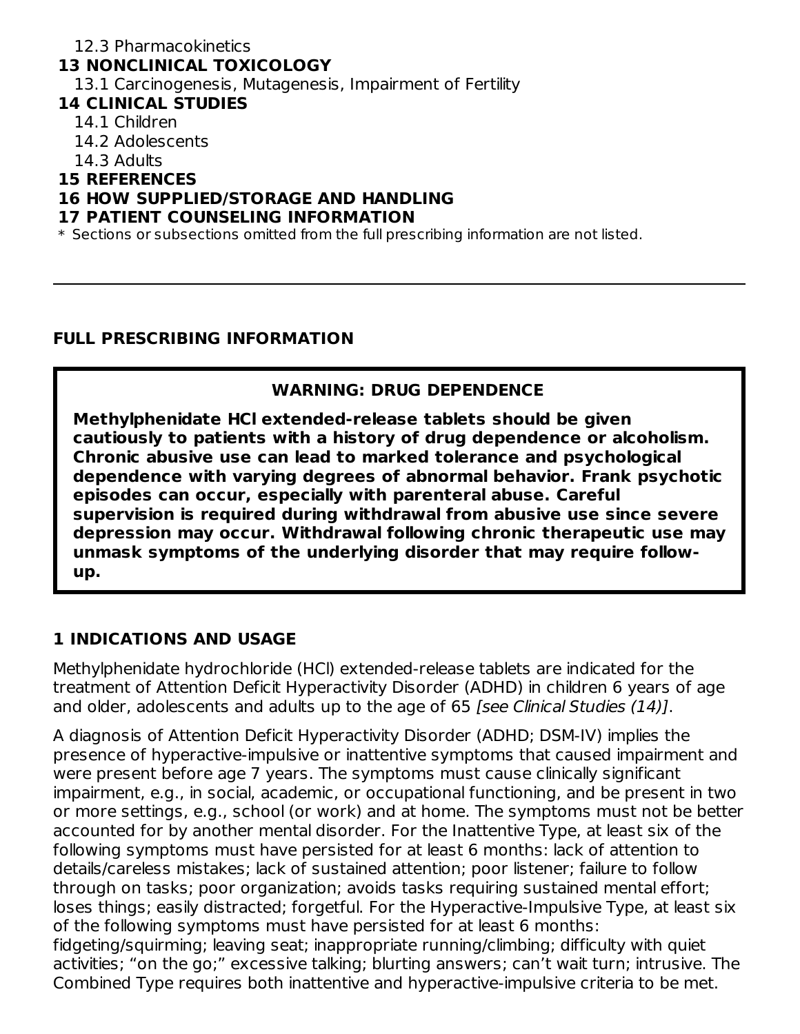12.3 Pharmacokinetics

**13 NONCLINICAL TOXICOLOGY**

13.1 Carcinogenesis, Mutagenesis, Impairment of Fertility

**14 CLINICAL STUDIES**

14.1 Children

14.2 Adolescents

14.3 Adults

**15 REFERENCES**

**16 HOW SUPPLIED/STORAGE AND HANDLING**

**17 PATIENT COUNSELING INFORMATION**

\* Sections or subsections omitted from the full prescribing information are not listed.

---

## FULL PRESCRIBING INFORMATION

> **WARNING: DRUG DEPENDENCE**
>
> **Methylphenidate HCl extended-release tablets should be given cautiously to patients with a history of drug dependence or alcoholism. Chronic abusive use can lead to marked tolerance and psychological dependence with varying degrees of abnormal behavior. Frank psychotic episodes can occur, especially with parenteral abuse. Careful supervision is required during withdrawal from abusive use since severe depression may occur. Withdrawal following chronic therapeutic use may unmask symptoms of the underlying disorder that may require follow-up.**

## 1 INDICATIONS AND USAGE

Methylphenidate hydrochloride (HCl) extended-release tablets are indicated for the treatment of Attention Deficit Hyperactivity Disorder (ADHD) in children 6 years of age and older, adolescents and adults up to the age of 65 *[see Clinical Studies (14)]*.

A diagnosis of Attention Deficit Hyperactivity Disorder (ADHD; DSM-IV) implies the presence of hyperactive-impulsive or inattentive symptoms that caused impairment and were present before age 7 years. The symptoms must cause clinically significant impairment, e.g., in social, academic, or occupational functioning, and be present in two or more settings, e.g., school (or work) and at home. The symptoms must not be better accounted for by another mental disorder. For the Inattentive Type, at least six of the following symptoms must have persisted for at least 6 months: lack of attention to details/careless mistakes; lack of sustained attention; poor listener; failure to follow through on tasks; poor organization; avoids tasks requiring sustained mental effort; loses things; easily distracted; forgetful. For the Hyperactive-Impulsive Type, at least six of the following symptoms must have persisted for at least 6 months: fidgeting/squirming; leaving seat; inappropriate running/climbing; difficulty with quiet activities; "on the go;" excessive talking; blurting answers; can't wait turn; intrusive. The Combined Type requires both inattentive and hyperactive-impulsive criteria to be met.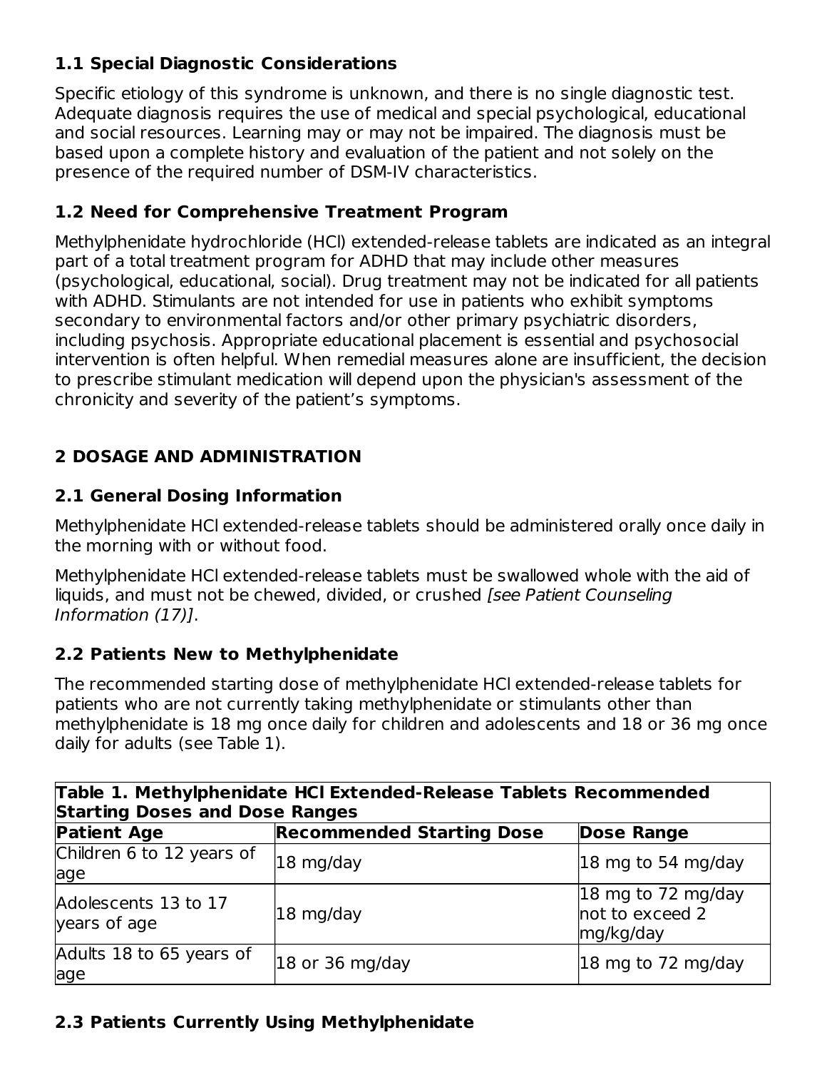### 1.1 Special Diagnostic Considerations

Specific etiology of this syndrome is unknown, and there is no single diagnostic test. Adequate diagnosis requires the use of medical and special psychological, educational and social resources. Learning may or may not be impaired. The diagnosis must be based upon a complete history and evaluation of the patient and not solely on the presence of the required number of DSM-IV characteristics.

### 1.2 Need for Comprehensive Treatment Program

Methylphenidate hydrochloride (HCl) extended-release tablets are indicated as an integral part of a total treatment program for ADHD that may include other measures (psychological, educational, social). Drug treatment may not be indicated for all patients with ADHD. Stimulants are not intended for use in patients who exhibit symptoms secondary to environmental factors and/or other primary psychiatric disorders, including psychosis. Appropriate educational placement is essential and psychosocial intervention is often helpful. When remedial measures alone are insufficient, the decision to prescribe stimulant medication will depend upon the physician's assessment of the chronicity and severity of the patient's symptoms.

## 2 DOSAGE AND ADMINISTRATION

### 2.1 General Dosing Information

Methylphenidate HCl extended-release tablets should be administered orally once daily in the morning with or without food.

Methylphenidate HCl extended-release tablets must be swallowed whole with the aid of liquids, and must not be chewed, divided, or crushed *[see Patient Counseling Information (17)]*.

### 2.2 Patients New to Methylphenidate

The recommended starting dose of methylphenidate HCl extended-release tablets for patients who are not currently taking methylphenidate or stimulants other than methylphenidate is 18 mg once daily for children and adolescents and 18 or 36 mg once daily for adults (see Table 1).

**Table 1. Methylphenidate HCl Extended-Release Tablets Recommended Starting Doses and Dose Ranges**

| Patient Age | Recommended Starting Dose | Dose Range |
|---|---|---|
| Children 6 to 12 years of age | 18 mg/day | 18 mg to 54 mg/day |
| Adolescents 13 to 17 years of age | 18 mg/day | 18 mg to 72 mg/day not to exceed 2 mg/kg/day |
| Adults 18 to 65 years of age | 18 or 36 mg/day | 18 mg to 72 mg/day |

### 2.3 Patients Currently Using Methylphenidate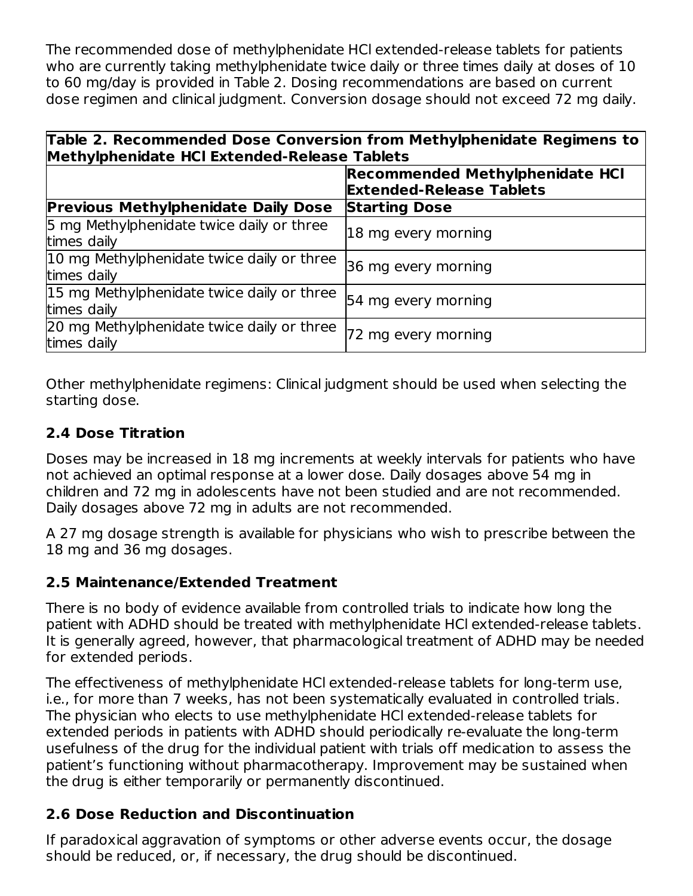The recommended dose of methylphenidate HCl extended-release tablets for patients who are currently taking methylphenidate twice daily or three times daily at doses of 10 to 60 mg/day is provided in Table 2. Dosing recommendations are based on current dose regimen and clinical judgment. Conversion dosage should not exceed 72 mg daily.

**Table 2. Recommended Dose Conversion from Methylphenidate Regimens to Methylphenidate HCl Extended-Release Tablets**

| **Previous Methylphenidate Daily Dose** | **Recommended Methylphenidate HCl Extended-Release Tablets Starting Dose** |
|---|---|
| 5 mg Methylphenidate twice daily or three times daily | 18 mg every morning |
| 10 mg Methylphenidate twice daily or three times daily | 36 mg every morning |
| 15 mg Methylphenidate twice daily or three times daily | 54 mg every morning |
| 20 mg Methylphenidate twice daily or three times daily | 72 mg every morning |

Other methylphenidate regimens: Clinical judgment should be used when selecting the starting dose.

## 2.4 Dose Titration

Doses may be increased in 18 mg increments at weekly intervals for patients who have not achieved an optimal response at a lower dose. Daily dosages above 54 mg in children and 72 mg in adolescents have not been studied and are not recommended. Daily dosages above 72 mg in adults are not recommended.

A 27 mg dosage strength is available for physicians who wish to prescribe between the 18 mg and 36 mg dosages.

## 2.5 Maintenance/Extended Treatment

There is no body of evidence available from controlled trials to indicate how long the patient with ADHD should be treated with methylphenidate HCl extended-release tablets. It is generally agreed, however, that pharmacological treatment of ADHD may be needed for extended periods.

The effectiveness of methylphenidate HCl extended-release tablets for long-term use, i.e., for more than 7 weeks, has not been systematically evaluated in controlled trials. The physician who elects to use methylphenidate HCl extended-release tablets for extended periods in patients with ADHD should periodically re-evaluate the long-term usefulness of the drug for the individual patient with trials off medication to assess the patient's functioning without pharmacotherapy. Improvement may be sustained when the drug is either temporarily or permanently discontinued.

## 2.6 Dose Reduction and Discontinuation

If paradoxical aggravation of symptoms or other adverse events occur, the dosage should be reduced, or, if necessary, the drug should be discontinued.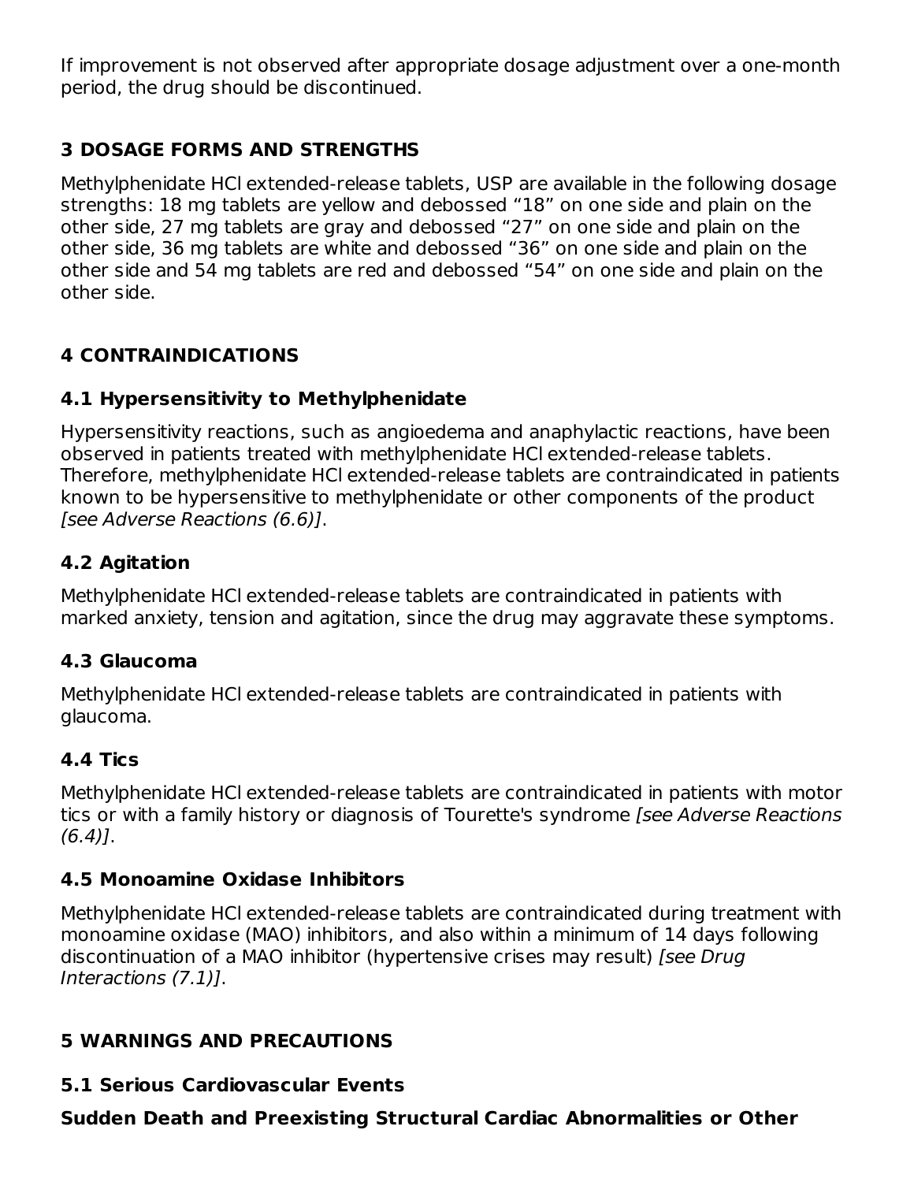If improvement is not observed after appropriate dosage adjustment over a one-month period, the drug should be discontinued.

## 3 DOSAGE FORMS AND STRENGTHS

Methylphenidate HCl extended-release tablets, USP are available in the following dosage strengths: 18 mg tablets are yellow and debossed “18” on one side and plain on the other side, 27 mg tablets are gray and debossed “27” on one side and plain on the other side, 36 mg tablets are white and debossed “36” on one side and plain on the other side and 54 mg tablets are red and debossed “54” on one side and plain on the other side.

## 4 CONTRAINDICATIONS

### 4.1 Hypersensitivity to Methylphenidate

Hypersensitivity reactions, such as angioedema and anaphylactic reactions, have been observed in patients treated with methylphenidate HCl extended-release tablets. Therefore, methylphenidate HCl extended-release tablets are contraindicated in patients known to be hypersensitive to methylphenidate or other components of the product *[see Adverse Reactions (6.6)]*.

### 4.2 Agitation

Methylphenidate HCl extended-release tablets are contraindicated in patients with marked anxiety, tension and agitation, since the drug may aggravate these symptoms.

### 4.3 Glaucoma

Methylphenidate HCl extended-release tablets are contraindicated in patients with glaucoma.

### 4.4 Tics

Methylphenidate HCl extended-release tablets are contraindicated in patients with motor tics or with a family history or diagnosis of Tourette's syndrome *[see Adverse Reactions (6.4)]*.

### 4.5 Monoamine Oxidase Inhibitors

Methylphenidate HCl extended-release tablets are contraindicated during treatment with monoamine oxidase (MAO) inhibitors, and also within a minimum of 14 days following discontinuation of a MAO inhibitor (hypertensive crises may result) *[see Drug Interactions (7.1)]*.

## 5 WARNINGS AND PRECAUTIONS

### 5.1 Serious Cardiovascular Events

**Sudden Death and Preexisting Structural Cardiac Abnormalities or Other**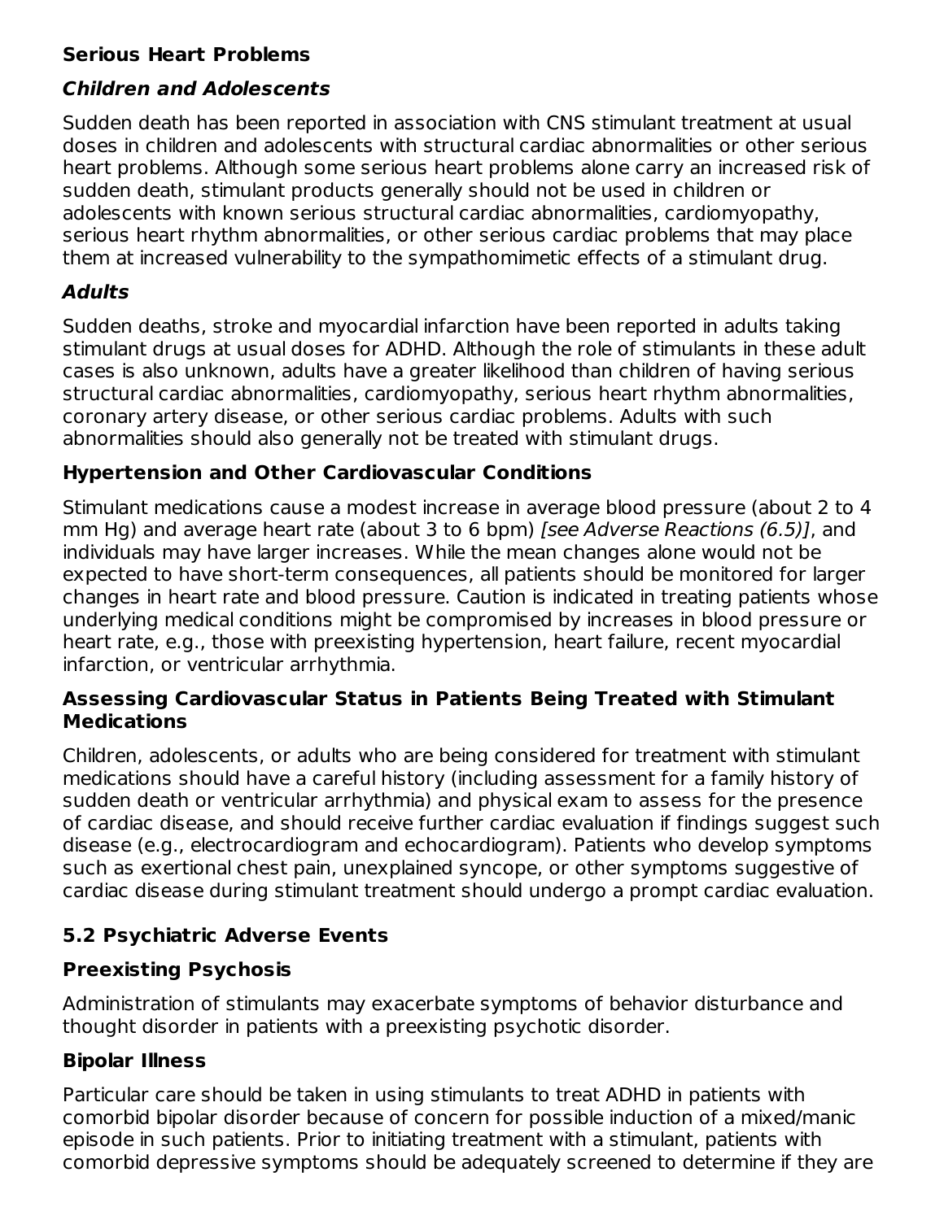### Serious Heart Problems

#### *Children and Adolescents*

Sudden death has been reported in association with CNS stimulant treatment at usual doses in children and adolescents with structural cardiac abnormalities or other serious heart problems. Although some serious heart problems alone carry an increased risk of sudden death, stimulant products generally should not be used in children or adolescents with known serious structural cardiac abnormalities, cardiomyopathy, serious heart rhythm abnormalities, or other serious cardiac problems that may place them at increased vulnerability to the sympathomimetic effects of a stimulant drug.

#### *Adults*

Sudden deaths, stroke and myocardial infarction have been reported in adults taking stimulant drugs at usual doses for ADHD. Although the role of stimulants in these adult cases is also unknown, adults have a greater likelihood than children of having serious structural cardiac abnormalities, cardiomyopathy, serious heart rhythm abnormalities, coronary artery disease, or other serious cardiac problems. Adults with such abnormalities should also generally not be treated with stimulant drugs.

### Hypertension and Other Cardiovascular Conditions

Stimulant medications cause a modest increase in average blood pressure (about 2 to 4 mm Hg) and average heart rate (about 3 to 6 bpm) *[see Adverse Reactions (6.5)]*, and individuals may have larger increases. While the mean changes alone would not be expected to have short-term consequences, all patients should be monitored for larger changes in heart rate and blood pressure. Caution is indicated in treating patients whose underlying medical conditions might be compromised by increases in blood pressure or heart rate, e.g., those with preexisting hypertension, heart failure, recent myocardial infarction, or ventricular arrhythmia.

### Assessing Cardiovascular Status in Patients Being Treated with Stimulant Medications

Children, adolescents, or adults who are being considered for treatment with stimulant medications should have a careful history (including assessment for a family history of sudden death or ventricular arrhythmia) and physical exam to assess for the presence of cardiac disease, and should receive further cardiac evaluation if findings suggest such disease (e.g., electrocardiogram and echocardiogram). Patients who develop symptoms such as exertional chest pain, unexplained syncope, or other symptoms suggestive of cardiac disease during stimulant treatment should undergo a prompt cardiac evaluation.

## 5.2 Psychiatric Adverse Events

### Preexisting Psychosis

Administration of stimulants may exacerbate symptoms of behavior disturbance and thought disorder in patients with a preexisting psychotic disorder.

### Bipolar Illness

Particular care should be taken in using stimulants to treat ADHD in patients with comorbid bipolar disorder because of concern for possible induction of a mixed/manic episode in such patients. Prior to initiating treatment with a stimulant, patients with comorbid depressive symptoms should be adequately screened to determine if they are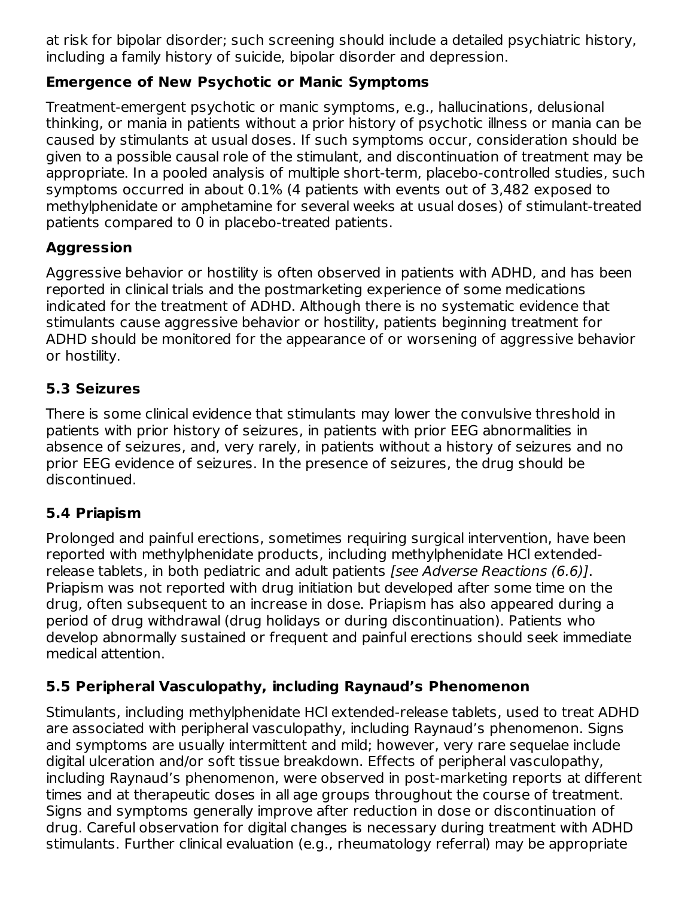at risk for bipolar disorder; such screening should include a detailed psychiatric history, including a family history of suicide, bipolar disorder and depression.

### Emergence of New Psychotic or Manic Symptoms

Treatment-emergent psychotic or manic symptoms, e.g., hallucinations, delusional thinking, or mania in patients without a prior history of psychotic illness or mania can be caused by stimulants at usual doses. If such symptoms occur, consideration should be given to a possible causal role of the stimulant, and discontinuation of treatment may be appropriate. In a pooled analysis of multiple short-term, placebo-controlled studies, such symptoms occurred in about 0.1% (4 patients with events out of 3,482 exposed to methylphenidate or amphetamine for several weeks at usual doses) of stimulant-treated patients compared to 0 in placebo-treated patients.

### Aggression

Aggressive behavior or hostility is often observed in patients with ADHD, and has been reported in clinical trials and the postmarketing experience of some medications indicated for the treatment of ADHD. Although there is no systematic evidence that stimulants cause aggressive behavior or hostility, patients beginning treatment for ADHD should be monitored for the appearance of or worsening of aggressive behavior or hostility.

## 5.3 Seizures

There is some clinical evidence that stimulants may lower the convulsive threshold in patients with prior history of seizures, in patients with prior EEG abnormalities in absence of seizures, and, very rarely, in patients without a history of seizures and no prior EEG evidence of seizures. In the presence of seizures, the drug should be discontinued.

## 5.4 Priapism

Prolonged and painful erections, sometimes requiring surgical intervention, have been reported with methylphenidate products, including methylphenidate HCl extended-release tablets, in both pediatric and adult patients *[see Adverse Reactions (6.6)]*. Priapism was not reported with drug initiation but developed after some time on the drug, often subsequent to an increase in dose. Priapism has also appeared during a period of drug withdrawal (drug holidays or during discontinuation). Patients who develop abnormally sustained or frequent and painful erections should seek immediate medical attention.

## 5.5 Peripheral Vasculopathy, including Raynaud's Phenomenon

Stimulants, including methylphenidate HCl extended-release tablets, used to treat ADHD are associated with peripheral vasculopathy, including Raynaud's phenomenon. Signs and symptoms are usually intermittent and mild; however, very rare sequelae include digital ulceration and/or soft tissue breakdown. Effects of peripheral vasculopathy, including Raynaud's phenomenon, were observed in post-marketing reports at different times and at therapeutic doses in all age groups throughout the course of treatment. Signs and symptoms generally improve after reduction in dose or discontinuation of drug. Careful observation for digital changes is necessary during treatment with ADHD stimulants. Further clinical evaluation (e.g., rheumatology referral) may be appropriate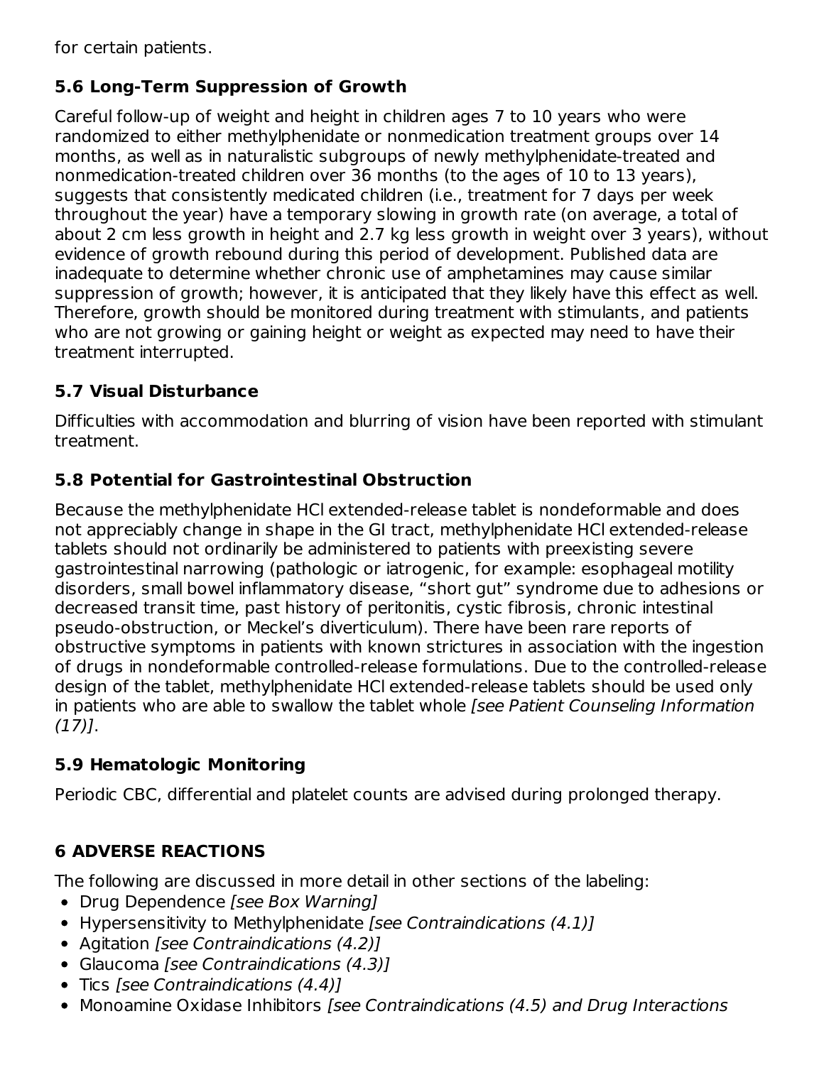for certain patients.

### 5.6 Long-Term Suppression of Growth

Careful follow-up of weight and height in children ages 7 to 10 years who were randomized to either methylphenidate or nonmedication treatment groups over 14 months, as well as in naturalistic subgroups of newly methylphenidate-treated and nonmedication-treated children over 36 months (to the ages of 10 to 13 years), suggests that consistently medicated children (i.e., treatment for 7 days per week throughout the year) have a temporary slowing in growth rate (on average, a total of about 2 cm less growth in height and 2.7 kg less growth in weight over 3 years), without evidence of growth rebound during this period of development. Published data are inadequate to determine whether chronic use of amphetamines may cause similar suppression of growth; however, it is anticipated that they likely have this effect as well. Therefore, growth should be monitored during treatment with stimulants, and patients who are not growing or gaining height or weight as expected may need to have their treatment interrupted.

### 5.7 Visual Disturbance

Difficulties with accommodation and blurring of vision have been reported with stimulant treatment.

### 5.8 Potential for Gastrointestinal Obstruction

Because the methylphenidate HCl extended-release tablet is nondeformable and does not appreciably change in shape in the GI tract, methylphenidate HCl extended-release tablets should not ordinarily be administered to patients with preexisting severe gastrointestinal narrowing (pathologic or iatrogenic, for example: esophageal motility disorders, small bowel inflammatory disease, "short gut" syndrome due to adhesions or decreased transit time, past history of peritonitis, cystic fibrosis, chronic intestinal pseudo-obstruction, or Meckel's diverticulum). There have been rare reports of obstructive symptoms in patients with known strictures in association with the ingestion of drugs in nondeformable controlled-release formulations. Due to the controlled-release design of the tablet, methylphenidate HCl extended-release tablets should be used only in patients who are able to swallow the tablet whole *[see Patient Counseling Information (17)]*.

### 5.9 Hematologic Monitoring

Periodic CBC, differential and platelet counts are advised during prolonged therapy.

## 6 ADVERSE REACTIONS

The following are discussed in more detail in other sections of the labeling:

- Drug Dependence *[see Box Warning]*
- Hypersensitivity to Methylphenidate *[see Contraindications (4.1)]*
- Agitation *[see Contraindications (4.2)]*
- Glaucoma *[see Contraindications (4.3)]*
- Tics *[see Contraindications (4.4)]*
- Monoamine Oxidase Inhibitors *[see Contraindications (4.5) and Drug Interactions*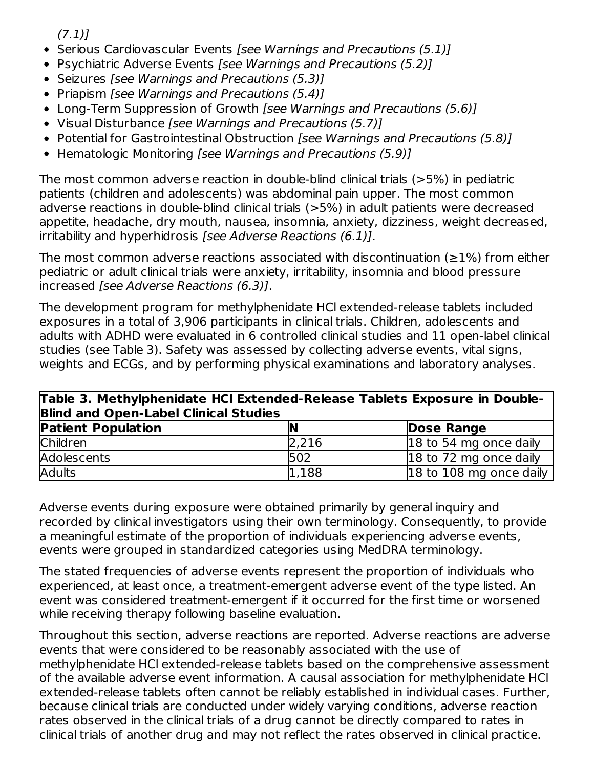(7.1)]

- Serious Cardiovascular Events *[see Warnings and Precautions (5.1)]*
- Psychiatric Adverse Events *[see Warnings and Precautions (5.2)]*
- Seizures *[see Warnings and Precautions (5.3)]*
- Priapism *[see Warnings and Precautions (5.4)]*
- Long-Term Suppression of Growth *[see Warnings and Precautions (5.6)]*
- Visual Disturbance *[see Warnings and Precautions (5.7)]*
- Potential for Gastrointestinal Obstruction *[see Warnings and Precautions (5.8)]*
- Hematologic Monitoring *[see Warnings and Precautions (5.9)]*

The most common adverse reaction in double-blind clinical trials (>5%) in pediatric patients (children and adolescents) was abdominal pain upper. The most common adverse reactions in double-blind clinical trials (>5%) in adult patients were decreased appetite, headache, dry mouth, nausea, insomnia, anxiety, dizziness, weight decreased, irritability and hyperhidrosis *[see Adverse Reactions (6.1)]*.

The most common adverse reactions associated with discontinuation (≥1%) from either pediatric or adult clinical trials were anxiety, irritability, insomnia and blood pressure increased *[see Adverse Reactions (6.3)]*.

The development program for methylphenidate HCl extended-release tablets included exposures in a total of 3,906 participants in clinical trials. Children, adolescents and adults with ADHD were evaluated in 6 controlled clinical studies and 11 open-label clinical studies (see Table 3). Safety was assessed by collecting adverse events, vital signs, weights and ECGs, and by performing physical examinations and laboratory analyses.

**Table 3. Methylphenidate HCl Extended-Release Tablets Exposure in Double-Blind and Open-Label Clinical Studies**

| Patient Population | N | Dose Range |
|---|---|---|
| Children | 2,216 | 18 to 54 mg once daily |
| Adolescents | 502 | 18 to 72 mg once daily |
| Adults | 1,188 | 18 to 108 mg once daily |

Adverse events during exposure were obtained primarily by general inquiry and recorded by clinical investigators using their own terminology. Consequently, to provide a meaningful estimate of the proportion of individuals experiencing adverse events, events were grouped in standardized categories using MedDRA terminology.

The stated frequencies of adverse events represent the proportion of individuals who experienced, at least once, a treatment-emergent adverse event of the type listed. An event was considered treatment-emergent if it occurred for the first time or worsened while receiving therapy following baseline evaluation.

Throughout this section, adverse reactions are reported. Adverse reactions are adverse events that were considered to be reasonably associated with the use of methylphenidate HCl extended-release tablets based on the comprehensive assessment of the available adverse event information. A causal association for methylphenidate HCl extended-release tablets often cannot be reliably established in individual cases. Further, because clinical trials are conducted under widely varying conditions, adverse reaction rates observed in the clinical trials of a drug cannot be directly compared to rates in clinical trials of another drug and may not reflect the rates observed in clinical practice.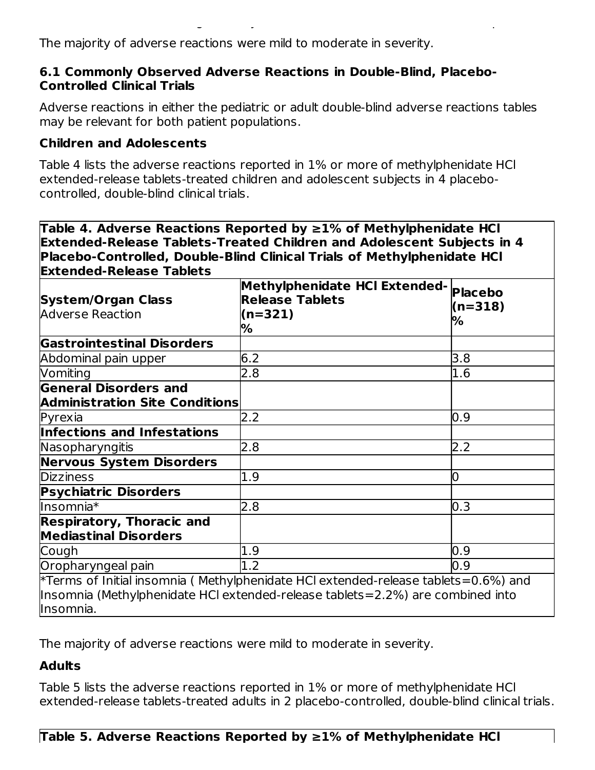The majority of adverse reactions were mild to moderate in severity.

### 6.1 Commonly Observed Adverse Reactions in Double-Blind, Placebo-Controlled Clinical Trials

Adverse reactions in either the pediatric or adult double-blind adverse reactions tables may be relevant for both patient populations.

#### Children and Adolescents

Table 4 lists the adverse reactions reported in 1% or more of methylphenidate HCl extended-release tablets-treated children and adolescent subjects in 4 placebo-controlled, double-blind clinical trials.

**Table 4. Adverse Reactions Reported by ≥1% of Methylphenidate HCl Extended-Release Tablets-Treated Children and Adolescent Subjects in 4 Placebo-Controlled, Double-Blind Clinical Trials of Methylphenidate HCl Extended-Release Tablets**

| **System/Organ Class** Adverse Reaction | **Methylphenidate HCl Extended-Release Tablets (n=321) %** | **Placebo (n=318) %** |
|---|---|---|
| **Gastrointestinal Disorders** | | |
| Abdominal pain upper | 6.2 | 3.8 |
| Vomiting | 2.8 | 1.6 |
| **General Disorders and Administration Site Conditions** | | |
| Pyrexia | 2.2 | 0.9 |
| **Infections and Infestations** | | |
| Nasopharyngitis | 2.8 | 2.2 |
| **Nervous System Disorders** | | |
| Dizziness | 1.9 | 0 |
| **Psychiatric Disorders** | | |
| Insomnia* | 2.8 | 0.3 |
| **Respiratory, Thoracic and Mediastinal Disorders** | | |
| Cough | 1.9 | 0.9 |
| Oropharyngeal pain | 1.2 | 0.9 |

*Terms of Initial insomnia ( Methylphenidate HCl extended-release tablets=0.6%) and Insomnia (Methylphenidate HCl extended-release tablets=2.2%) are combined into Insomnia.

The majority of adverse reactions were mild to moderate in severity.

#### Adults

Table 5 lists the adverse reactions reported in 1% or more of methylphenidate HCl extended-release tablets-treated adults in 2 placebo-controlled, double-blind clinical trials.

**Table 5. Adverse Reactions Reported by ≥1% of Methylphenidate HCl**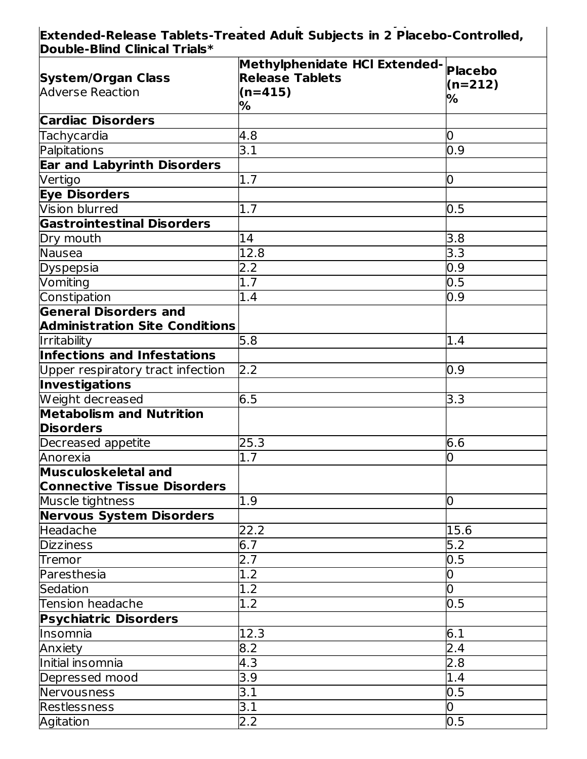| Extended-Release Tablets-Treated Adult Subjects in 2 Placebo-Controlled, Double-Blind Clinical Trials* | | |
|---|---|---|
| **System/Organ Class** Adverse Reaction | **Methylphenidate HCl Extended-Release Tablets (n=415) %** | **Placebo (n=212) %** |
| **Cardiac Disorders** | | |
| Tachycardia | 4.8 | 0 |
| Palpitations | 3.1 | 0.9 |
| **Ear and Labyrinth Disorders** | | |
| Vertigo | 1.7 | 0 |
| **Eye Disorders** | | |
| Vision blurred | 1.7 | 0.5 |
| **Gastrointestinal Disorders** | | |
| Dry mouth | 14 | 3.8 |
| Nausea | 12.8 | 3.3 |
| Dyspepsia | 2.2 | 0.9 |
| Vomiting | 1.7 | 0.5 |
| Constipation | 1.4 | 0.9 |
| **General Disorders and Administration Site Conditions** | | |
| Irritability | 5.8 | 1.4 |
| **Infections and Infestations** | | |
| Upper respiratory tract infection | 2.2 | 0.9 |
| **Investigations** | | |
| Weight decreased | 6.5 | 3.3 |
| **Metabolism and Nutrition Disorders** | | |
| Decreased appetite | 25.3 | 6.6 |
| Anorexia | 1.7 | 0 |
| **Musculoskeletal and Connective Tissue Disorders** | | |
| Muscle tightness | 1.9 | 0 |
| **Nervous System Disorders** | | |
| Headache | 22.2 | 15.6 |
| Dizziness | 6.7 | 5.2 |
| Tremor | 2.7 | 0.5 |
| Paresthesia | 1.2 | 0 |
| Sedation | 1.2 | 0 |
| Tension headache | 1.2 | 0.5 |
| **Psychiatric Disorders** | | |
| Insomnia | 12.3 | 6.1 |
| Anxiety | 8.2 | 2.4 |
| Initial insomnia | 4.3 | 2.8 |
| Depressed mood | 3.9 | 1.4 |
| Nervousness | 3.1 | 0.5 |
| Restlessness | 3.1 | 0 |
| Agitation | 2.2 | 0.5 |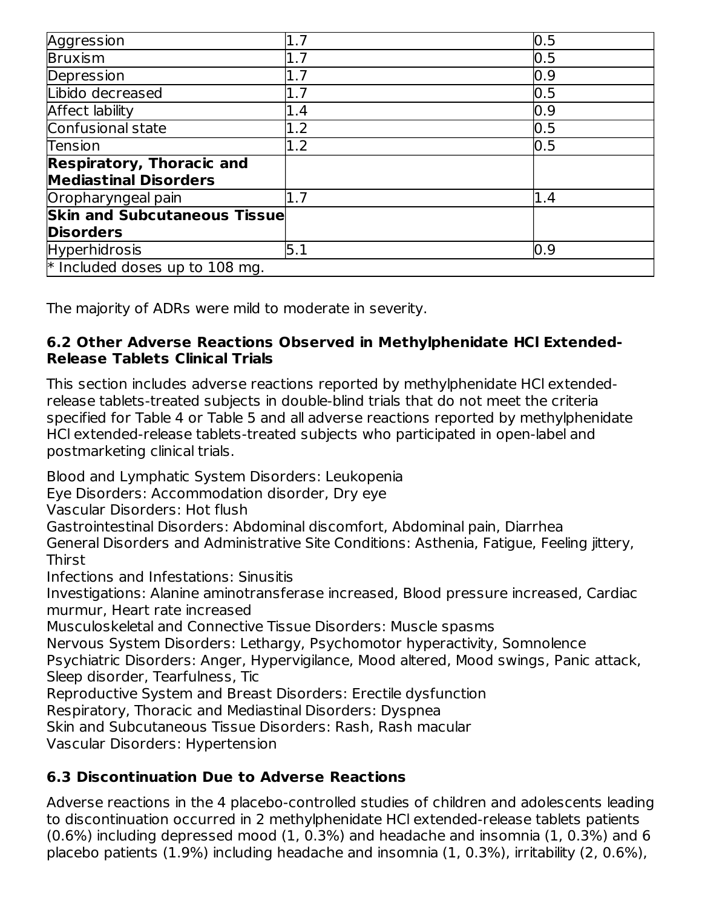| | | |
|---|---|---|
| Aggression | 1.7 | 0.5 |
| Bruxism | 1.7 | 0.5 |
| Depression | 1.7 | 0.9 |
| Libido decreased | 1.7 | 0.5 |
| Affect lability | 1.4 | 0.9 |
| Confusional state | 1.2 | 0.5 |
| Tension | 1.2 | 0.5 |
| **Respiratory, Thoracic and Mediastinal Disorders** | | |
| Oropharyngeal pain | 1.7 | 1.4 |
| **Skin and Subcutaneous Tissue Disorders** | | |
| Hyperhidrosis | 5.1 | 0.9 |
| * Included doses up to 108 mg. | | |

The majority of ADRs were mild to moderate in severity.

### 6.2 Other Adverse Reactions Observed in Methylphenidate HCl Extended-Release Tablets Clinical Trials

This section includes adverse reactions reported by methylphenidate HCl extended-release tablets-treated subjects in double-blind trials that do not meet the criteria specified for Table 4 or Table 5 and all adverse reactions reported by methylphenidate HCl extended-release tablets-treated subjects who participated in open-label and postmarketing clinical trials.

Blood and Lymphatic System Disorders: Leukopenia
Eye Disorders: Accommodation disorder, Dry eye
Vascular Disorders: Hot flush
Gastrointestinal Disorders: Abdominal discomfort, Abdominal pain, Diarrhea
General Disorders and Administrative Site Conditions: Asthenia, Fatigue, Feeling jittery, Thirst
Infections and Infestations: Sinusitis
Investigations: Alanine aminotransferase increased, Blood pressure increased, Cardiac murmur, Heart rate increased
Musculoskeletal and Connective Tissue Disorders: Muscle spasms
Nervous System Disorders: Lethargy, Psychomotor hyperactivity, Somnolence
Psychiatric Disorders: Anger, Hypervigilance, Mood altered, Mood swings, Panic attack, Sleep disorder, Tearfulness, Tic
Reproductive System and Breast Disorders: Erectile dysfunction
Respiratory, Thoracic and Mediastinal Disorders: Dyspnea
Skin and Subcutaneous Tissue Disorders: Rash, Rash macular
Vascular Disorders: Hypertension

### 6.3 Discontinuation Due to Adverse Reactions

Adverse reactions in the 4 placebo-controlled studies of children and adolescents leading to discontinuation occurred in 2 methylphenidate HCl extended-release tablets patients (0.6%) including depressed mood (1, 0.3%) and headache and insomnia (1, 0.3%) and 6 placebo patients (1.9%) including headache and insomnia (1, 0.3%), irritability (2, 0.6%),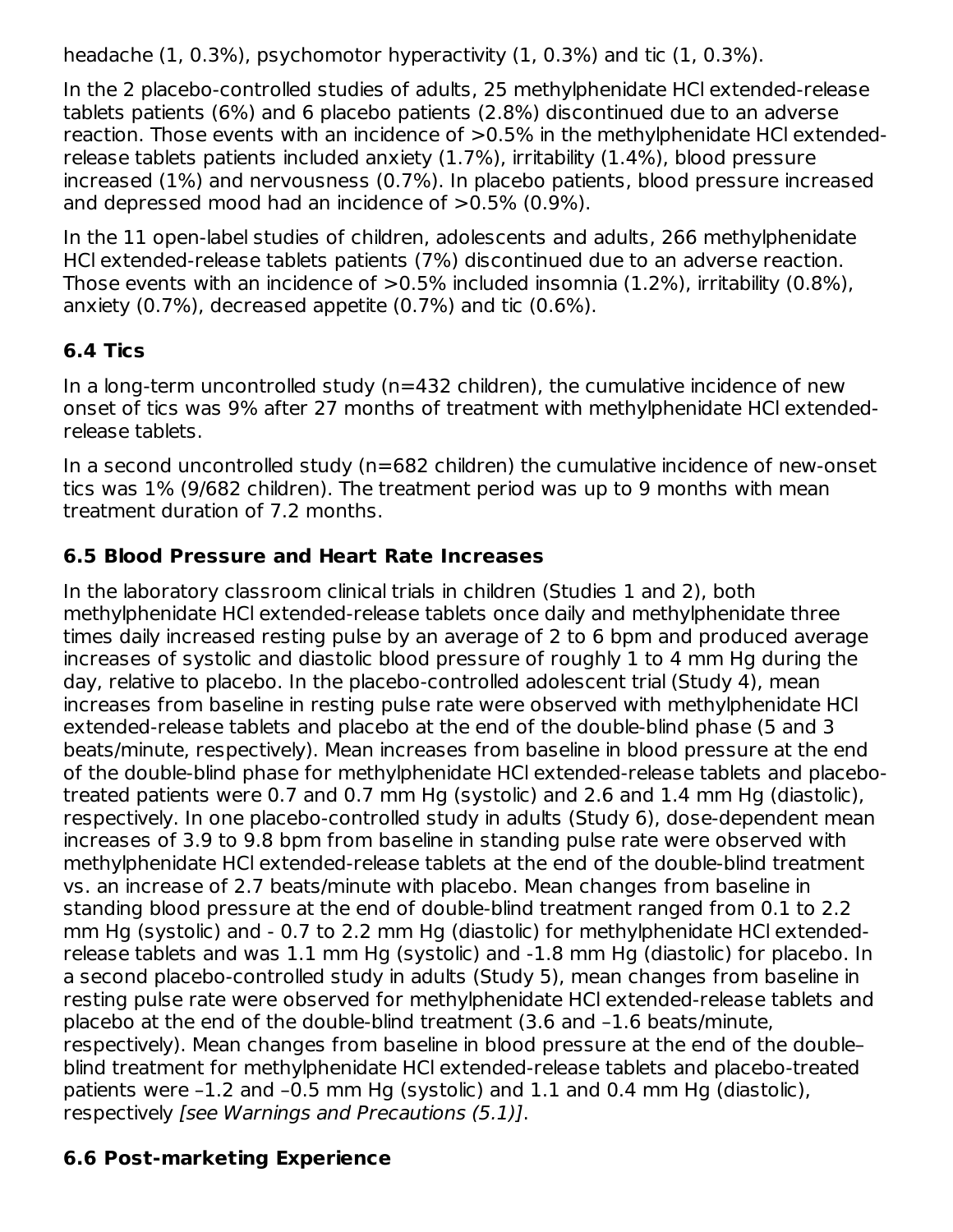headache (1, 0.3%), psychomotor hyperactivity (1, 0.3%) and tic (1, 0.3%).

In the 2 placebo-controlled studies of adults, 25 methylphenidate HCl extended-release tablets patients (6%) and 6 placebo patients (2.8%) discontinued due to an adverse reaction. Those events with an incidence of >0.5% in the methylphenidate HCl extended-release tablets patients included anxiety (1.7%), irritability (1.4%), blood pressure increased (1%) and nervousness (0.7%). In placebo patients, blood pressure increased and depressed mood had an incidence of >0.5% (0.9%).

In the 11 open-label studies of children, adolescents and adults, 266 methylphenidate HCl extended-release tablets patients (7%) discontinued due to an adverse reaction. Those events with an incidence of >0.5% included insomnia (1.2%), irritability (0.8%), anxiety (0.7%), decreased appetite (0.7%) and tic (0.6%).

### 6.4 Tics

In a long-term uncontrolled study (n=432 children), the cumulative incidence of new onset of tics was 9% after 27 months of treatment with methylphenidate HCl extended-release tablets.

In a second uncontrolled study (n=682 children) the cumulative incidence of new-onset tics was 1% (9/682 children). The treatment period was up to 9 months with mean treatment duration of 7.2 months.

### 6.5 Blood Pressure and Heart Rate Increases

In the laboratory classroom clinical trials in children (Studies 1 and 2), both methylphenidate HCl extended-release tablets once daily and methylphenidate three times daily increased resting pulse by an average of 2 to 6 bpm and produced average increases of systolic and diastolic blood pressure of roughly 1 to 4 mm Hg during the day, relative to placebo. In the placebo-controlled adolescent trial (Study 4), mean increases from baseline in resting pulse rate were observed with methylphenidate HCl extended-release tablets and placebo at the end of the double-blind phase (5 and 3 beats/minute, respectively). Mean increases from baseline in blood pressure at the end of the double-blind phase for methylphenidate HCl extended-release tablets and placebo-treated patients were 0.7 and 0.7 mm Hg (systolic) and 2.6 and 1.4 mm Hg (diastolic), respectively. In one placebo-controlled study in adults (Study 6), dose-dependent mean increases of 3.9 to 9.8 bpm from baseline in standing pulse rate were observed with methylphenidate HCl extended-release tablets at the end of the double-blind treatment vs. an increase of 2.7 beats/minute with placebo. Mean changes from baseline in standing blood pressure at the end of double-blind treatment ranged from 0.1 to 2.2 mm Hg (systolic) and - 0.7 to 2.2 mm Hg (diastolic) for methylphenidate HCl extended-release tablets and was 1.1 mm Hg (systolic) and -1.8 mm Hg (diastolic) for placebo. In a second placebo-controlled study in adults (Study 5), mean changes from baseline in resting pulse rate were observed for methylphenidate HCl extended-release tablets and placebo at the end of the double-blind treatment (3.6 and –1.6 beats/minute, respectively). Mean changes from baseline in blood pressure at the end of the double–blind treatment for methylphenidate HCl extended-release tablets and placebo-treated patients were –1.2 and –0.5 mm Hg (systolic) and 1.1 and 0.4 mm Hg (diastolic), respectively *[see Warnings and Precautions (5.1)]*.

### 6.6 Post-marketing Experience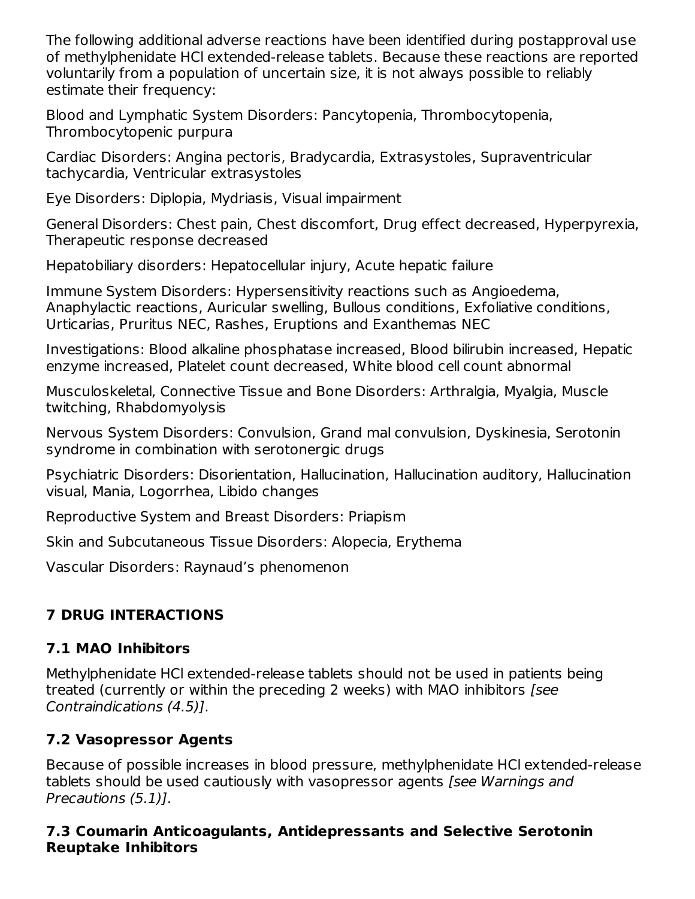The following additional adverse reactions have been identified during postapproval use of methylphenidate HCl extended-release tablets. Because these reactions are reported voluntarily from a population of uncertain size, it is not always possible to reliably estimate their frequency:

Blood and Lymphatic System Disorders: Pancytopenia, Thrombocytopenia, Thrombocytopenic purpura

Cardiac Disorders: Angina pectoris, Bradycardia, Extrasystoles, Supraventricular tachycardia, Ventricular extrasystoles

Eye Disorders: Diplopia, Mydriasis, Visual impairment

General Disorders: Chest pain, Chest discomfort, Drug effect decreased, Hyperpyrexia, Therapeutic response decreased

Hepatobiliary disorders: Hepatocellular injury, Acute hepatic failure

Immune System Disorders: Hypersensitivity reactions such as Angioedema, Anaphylactic reactions, Auricular swelling, Bullous conditions, Exfoliative conditions, Urticarias, Pruritus NEC, Rashes, Eruptions and Exanthemas NEC

Investigations: Blood alkaline phosphatase increased, Blood bilirubin increased, Hepatic enzyme increased, Platelet count decreased, White blood cell count abnormal

Musculoskeletal, Connective Tissue and Bone Disorders: Arthralgia, Myalgia, Muscle twitching, Rhabdomyolysis

Nervous System Disorders: Convulsion, Grand mal convulsion, Dyskinesia, Serotonin syndrome in combination with serotonergic drugs

Psychiatric Disorders: Disorientation, Hallucination, Hallucination auditory, Hallucination visual, Mania, Logorrhea, Libido changes

Reproductive System and Breast Disorders: Priapism

Skin and Subcutaneous Tissue Disorders: Alopecia, Erythema

Vascular Disorders: Raynaud's phenomenon

## 7 DRUG INTERACTIONS

### 7.1 MAO Inhibitors

Methylphenidate HCl extended-release tablets should not be used in patients being treated (currently or within the preceding 2 weeks) with MAO inhibitors *[see Contraindications (4.5)]*.

### 7.2 Vasopressor Agents

Because of possible increases in blood pressure, methylphenidate HCl extended-release tablets should be used cautiously with vasopressor agents *[see Warnings and Precautions (5.1)]*.

### 7.3 Coumarin Anticoagulants, Antidepressants and Selective Serotonin Reuptake Inhibitors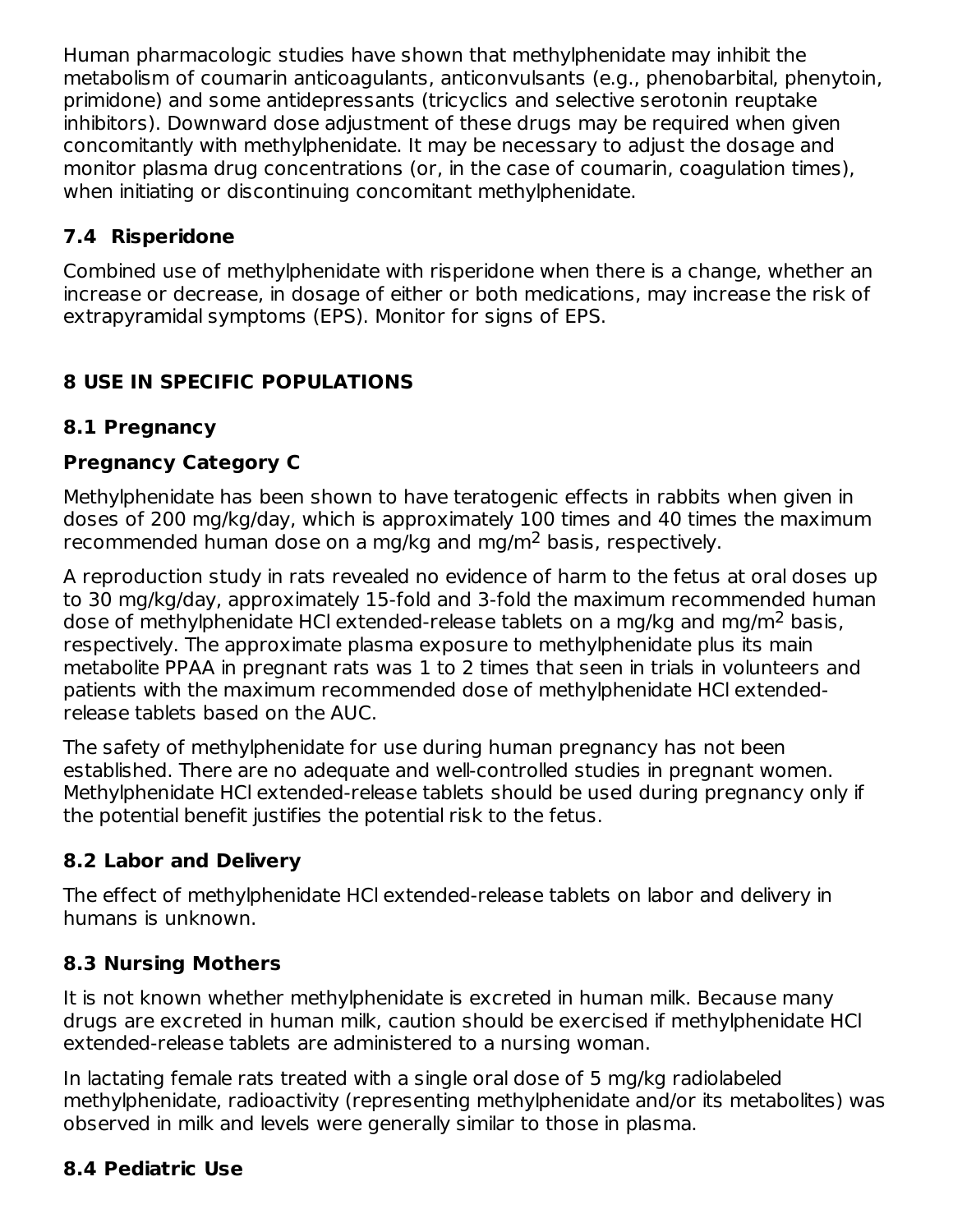Human pharmacologic studies have shown that methylphenidate may inhibit the metabolism of coumarin anticoagulants, anticonvulsants (e.g., phenobarbital, phenytoin, primidone) and some antidepressants (tricyclics and selective serotonin reuptake inhibitors). Downward dose adjustment of these drugs may be required when given concomitantly with methylphenidate. It may be necessary to adjust the dosage and monitor plasma drug concentrations (or, in the case of coumarin, coagulation times), when initiating or discontinuing concomitant methylphenidate.

### 7.4 Risperidone

Combined use of methylphenidate with risperidone when there is a change, whether an increase or decrease, in dosage of either or both medications, may increase the risk of extrapyramidal symptoms (EPS). Monitor for signs of EPS.

## 8 USE IN SPECIFIC POPULATIONS

### 8.1 Pregnancy

**Pregnancy Category C**

Methylphenidate has been shown to have teratogenic effects in rabbits when given in doses of 200 mg/kg/day, which is approximately 100 times and 40 times the maximum recommended human dose on a mg/kg and mg/$m^2$ basis, respectively.

A reproduction study in rats revealed no evidence of harm to the fetus at oral doses up to 30 mg/kg/day, approximately 15-fold and 3-fold the maximum recommended human dose of methylphenidate HCl extended-release tablets on a mg/kg and mg/$m^2$ basis, respectively. The approximate plasma exposure to methylphenidate plus its main metabolite PPAA in pregnant rats was 1 to 2 times that seen in trials in volunteers and patients with the maximum recommended dose of methylphenidate HCl extended-release tablets based on the AUC.

The safety of methylphenidate for use during human pregnancy has not been established. There are no adequate and well-controlled studies in pregnant women. Methylphenidate HCl extended-release tablets should be used during pregnancy only if the potential benefit justifies the potential risk to the fetus.

### 8.2 Labor and Delivery

The effect of methylphenidate HCl extended-release tablets on labor and delivery in humans is unknown.

### 8.3 Nursing Mothers

It is not known whether methylphenidate is excreted in human milk. Because many drugs are excreted in human milk, caution should be exercised if methylphenidate HCl extended-release tablets are administered to a nursing woman.

In lactating female rats treated with a single oral dose of 5 mg/kg radiolabeled methylphenidate, radioactivity (representing methylphenidate and/or its metabolites) was observed in milk and levels were generally similar to those in plasma.

### 8.4 Pediatric Use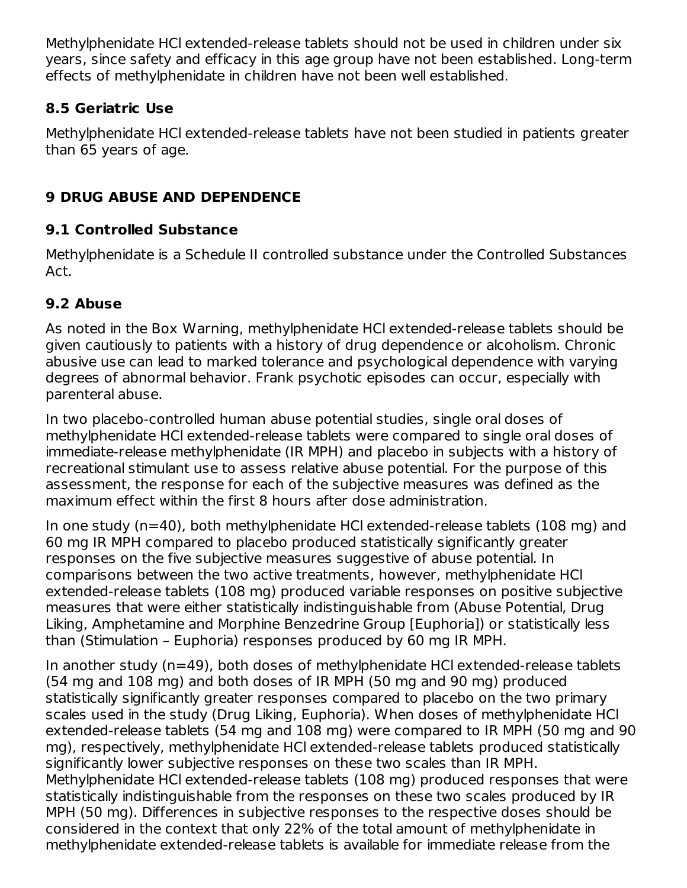Methylphenidate HCl extended-release tablets should not be used in children under six years, since safety and efficacy in this age group have not been established. Long-term effects of methylphenidate in children have not been well established.

### 8.5 Geriatric Use

Methylphenidate HCl extended-release tablets have not been studied in patients greater than 65 years of age.

## 9 DRUG ABUSE AND DEPENDENCE

### 9.1 Controlled Substance

Methylphenidate is a Schedule II controlled substance under the Controlled Substances Act.

### 9.2 Abuse

As noted in the Box Warning, methylphenidate HCl extended-release tablets should be given cautiously to patients with a history of drug dependence or alcoholism. Chronic abusive use can lead to marked tolerance and psychological dependence with varying degrees of abnormal behavior. Frank psychotic episodes can occur, especially with parenteral abuse.

In two placebo-controlled human abuse potential studies, single oral doses of methylphenidate HCl extended-release tablets were compared to single oral doses of immediate-release methylphenidate (IR MPH) and placebo in subjects with a history of recreational stimulant use to assess relative abuse potential. For the purpose of this assessment, the response for each of the subjective measures was defined as the maximum effect within the first 8 hours after dose administration.

In one study (n=40), both methylphenidate HCl extended-release tablets (108 mg) and 60 mg IR MPH compared to placebo produced statistically significantly greater responses on the five subjective measures suggestive of abuse potential. In comparisons between the two active treatments, however, methylphenidate HCl extended-release tablets (108 mg) produced variable responses on positive subjective measures that were either statistically indistinguishable from (Abuse Potential, Drug Liking, Amphetamine and Morphine Benzedrine Group [Euphoria]) or statistically less than (Stimulation – Euphoria) responses produced by 60 mg IR MPH.

In another study (n=49), both doses of methylphenidate HCl extended-release tablets (54 mg and 108 mg) and both doses of IR MPH (50 mg and 90 mg) produced statistically significantly greater responses compared to placebo on the two primary scales used in the study (Drug Liking, Euphoria). When doses of methylphenidate HCl extended-release tablets (54 mg and 108 mg) were compared to IR MPH (50 mg and 90 mg), respectively, methylphenidate HCl extended-release tablets produced statistically significantly lower subjective responses on these two scales than IR MPH. Methylphenidate HCl extended-release tablets (108 mg) produced responses that were statistically indistinguishable from the responses on these two scales produced by IR MPH (50 mg). Differences in subjective responses to the respective doses should be considered in the context that only 22% of the total amount of methylphenidate in methylphenidate extended-release tablets is available for immediate release from the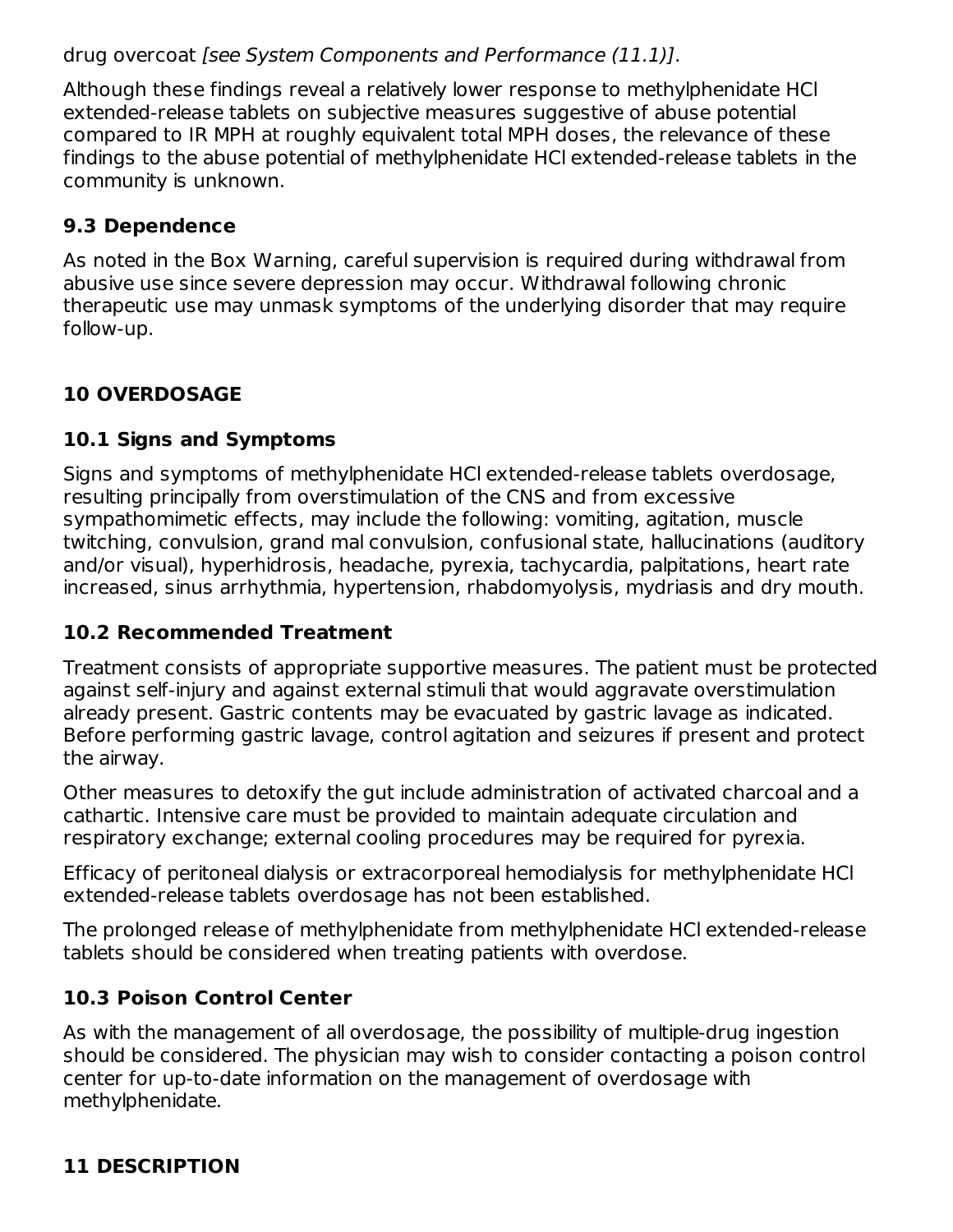drug overcoat *[see System Components and Performance (11.1)]*.

Although these findings reveal a relatively lower response to methylphenidate HCl extended-release tablets on subjective measures suggestive of abuse potential compared to IR MPH at roughly equivalent total MPH doses, the relevance of these findings to the abuse potential of methylphenidate HCl extended-release tablets in the community is unknown.

### 9.3 Dependence

As noted in the Box Warning, careful supervision is required during withdrawal from abusive use since severe depression may occur. Withdrawal following chronic therapeutic use may unmask symptoms of the underlying disorder that may require follow-up.

## 10 OVERDOSAGE

### 10.1 Signs and Symptoms

Signs and symptoms of methylphenidate HCl extended-release tablets overdosage, resulting principally from overstimulation of the CNS and from excessive sympathomimetic effects, may include the following: vomiting, agitation, muscle twitching, convulsion, grand mal convulsion, confusional state, hallucinations (auditory and/or visual), hyperhidrosis, headache, pyrexia, tachycardia, palpitations, heart rate increased, sinus arrhythmia, hypertension, rhabdomyolysis, mydriasis and dry mouth.

### 10.2 Recommended Treatment

Treatment consists of appropriate supportive measures. The patient must be protected against self-injury and against external stimuli that would aggravate overstimulation already present. Gastric contents may be evacuated by gastric lavage as indicated. Before performing gastric lavage, control agitation and seizures if present and protect the airway.

Other measures to detoxify the gut include administration of activated charcoal and a cathartic. Intensive care must be provided to maintain adequate circulation and respiratory exchange; external cooling procedures may be required for pyrexia.

Efficacy of peritoneal dialysis or extracorporeal hemodialysis for methylphenidate HCl extended-release tablets overdosage has not been established.

The prolonged release of methylphenidate from methylphenidate HCl extended-release tablets should be considered when treating patients with overdose.

### 10.3 Poison Control Center

As with the management of all overdosage, the possibility of multiple-drug ingestion should be considered. The physician may wish to consider contacting a poison control center for up-to-date information on the management of overdosage with methylphenidate.

## 11 DESCRIPTION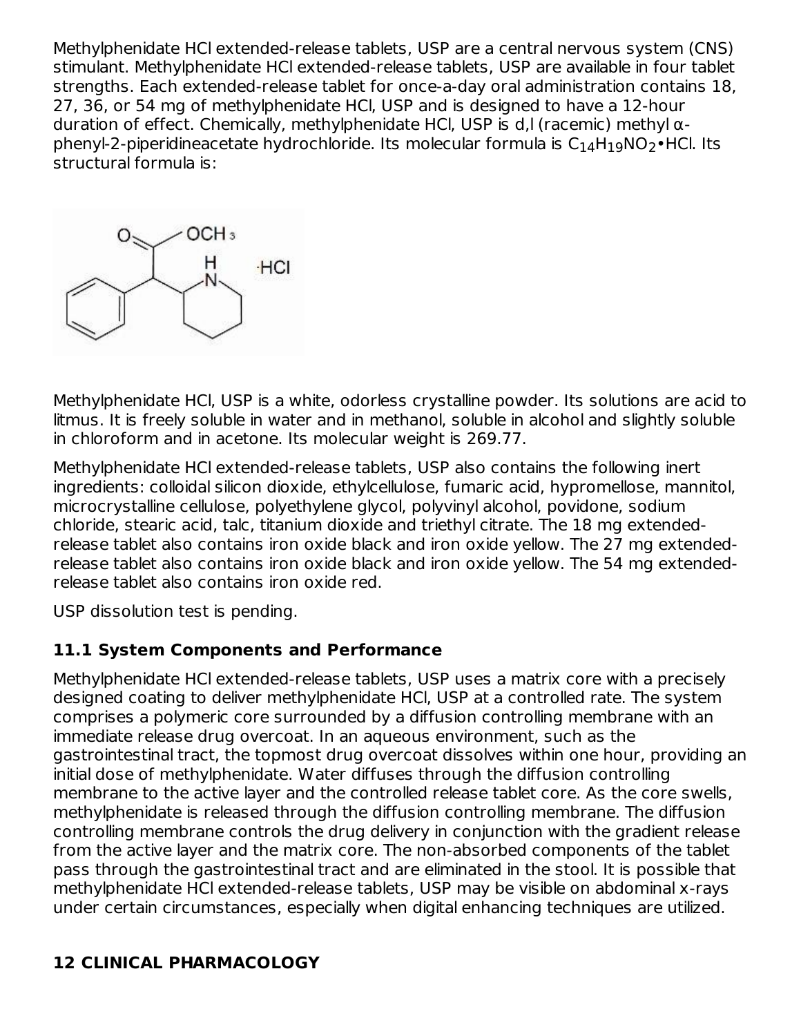Methylphenidate HCl extended-release tablets, USP are a central nervous system (CNS) stimulant. Methylphenidate HCl extended-release tablets, USP are available in four tablet strengths. Each extended-release tablet for once-a-day oral administration contains 18, 27, 36, or 54 mg of methylphenidate HCl, USP and is designed to have a 12-hour duration of effect. Chemically, methylphenidate HCl, USP is d,l (racemic) methyl α-phenyl-2-piperidineacetate hydrochloride. Its molecular formula is $C_{14}H_{19}NO_2$•HCl. Its structural formula is:

Methylphenidate HCl, USP is a white, odorless crystalline powder. Its solutions are acid to litmus. It is freely soluble in water and in methanol, soluble in alcohol and slightly soluble in chloroform and in acetone. Its molecular weight is 269.77.

Methylphenidate HCl extended-release tablets, USP also contains the following inert ingredients: colloidal silicon dioxide, ethylcellulose, fumaric acid, hypromellose, mannitol, microcrystalline cellulose, polyethylene glycol, polyvinyl alcohol, povidone, sodium chloride, stearic acid, talc, titanium dioxide and triethyl citrate. The 18 mg extended-release tablet also contains iron oxide black and iron oxide yellow. The 27 mg extended-release tablet also contains iron oxide black and iron oxide yellow. The 54 mg extended-release tablet also contains iron oxide red.

USP dissolution test is pending.

## 11.1 System Components and Performance

Methylphenidate HCl extended-release tablets, USP uses a matrix core with a precisely designed coating to deliver methylphenidate HCl, USP at a controlled rate. The system comprises a polymeric core surrounded by a diffusion controlling membrane with an immediate release drug overcoat. In an aqueous environment, such as the gastrointestinal tract, the topmost drug overcoat dissolves within one hour, providing an initial dose of methylphenidate. Water diffuses through the diffusion controlling membrane to the active layer and the controlled release tablet core. As the core swells, methylphenidate is released through the diffusion controlling membrane. The diffusion controlling membrane controls the drug delivery in conjunction with the gradient release from the active layer and the matrix core. The non-absorbed components of the tablet pass through the gastrointestinal tract and are eliminated in the stool. It is possible that methylphenidate HCl extended-release tablets, USP may be visible on abdominal x-rays under certain circumstances, especially when digital enhancing techniques are utilized.

# 12 CLINICAL PHARMACOLOGY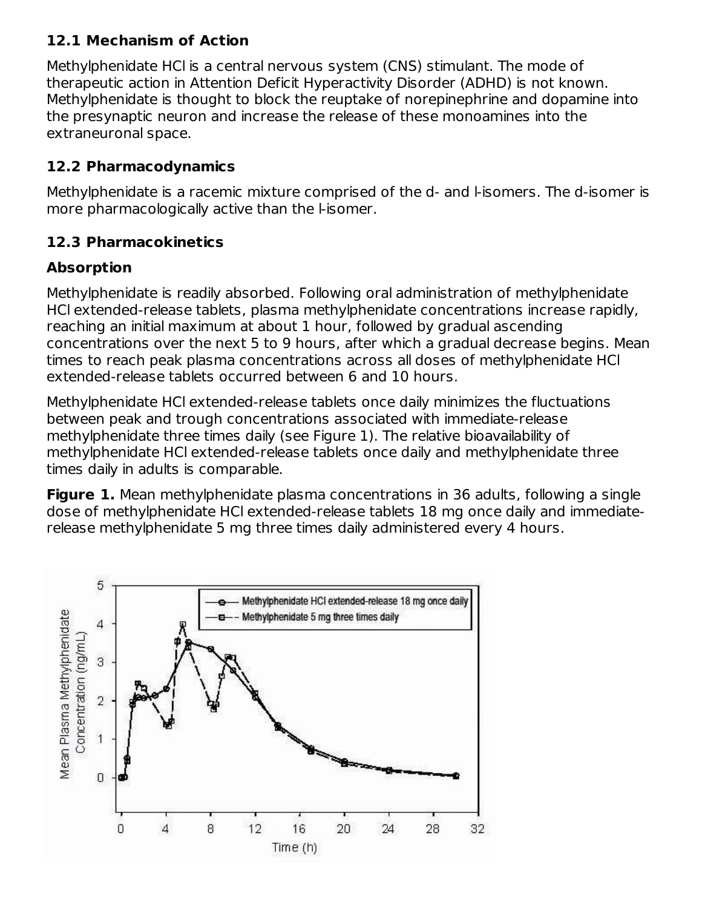### 12.1 Mechanism of Action

Methylphenidate HCl is a central nervous system (CNS) stimulant. The mode of therapeutic action in Attention Deficit Hyperactivity Disorder (ADHD) is not known. Methylphenidate is thought to block the reuptake of norepinephrine and dopamine into the presynaptic neuron and increase the release of these monoamines into the extraneuronal space.

### 12.2 Pharmacodynamics

Methylphenidate is a racemic mixture comprised of the d- and l-isomers. The d-isomer is more pharmacologically active than the l-isomer.

### 12.3 Pharmacokinetics

#### Absorption

Methylphenidate is readily absorbed. Following oral administration of methylphenidate HCl extended-release tablets, plasma methylphenidate concentrations increase rapidly, reaching an initial maximum at about 1 hour, followed by gradual ascending concentrations over the next 5 to 9 hours, after which a gradual decrease begins. Mean times to reach peak plasma concentrations across all doses of methylphenidate HCl extended-release tablets occurred between 6 and 10 hours.

Methylphenidate HCl extended-release tablets once daily minimizes the fluctuations between peak and trough concentrations associated with immediate-release methylphenidate three times daily (see Figure 1). The relative bioavailability of methylphenidate HCl extended-release tablets once daily and methylphenidate three times daily in adults is comparable.

**Figure 1.** Mean methylphenidate plasma concentrations in 36 adults, following a single dose of methylphenidate HCl extended-release tablets 18 mg once daily and immediate-release methylphenidate 5 mg three times daily administered every 4 hours.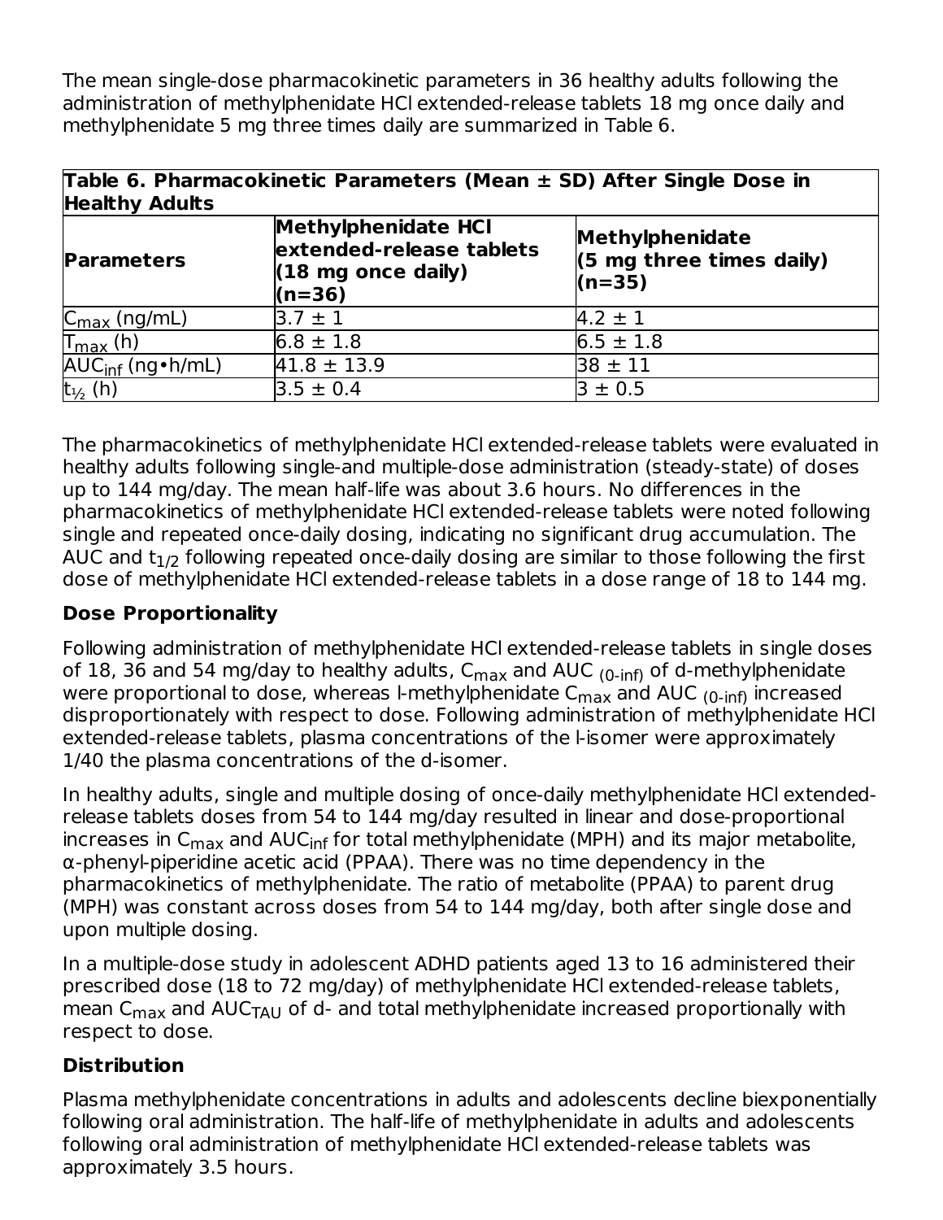The mean single-dose pharmacokinetic parameters in 36 healthy adults following the administration of methylphenidate HCl extended-release tablets 18 mg once daily and methylphenidate 5 mg three times daily are summarized in Table 6.

**Table 6. Pharmacokinetic Parameters (Mean ± SD) After Single Dose in Healthy Adults**

| Parameters | Methylphenidate HCl extended-release tablets (18 mg once daily) (n=36) | Methylphenidate (5 mg three times daily) (n=35) |
|---|---|---|
| $C_{max}$ (ng/mL) | 3.7 ± 1 | 4.2 ± 1 |
| $T_{max}$ (h) | 6.8 ± 1.8 | 6.5 ± 1.8 |
| $AUC_{inf}$ (ng•h/mL) | 41.8 ± 13.9 | 38 ± 11 |
| $t_{½}$ (h) | 3.5 ± 0.4 | 3 ± 0.5 |

The pharmacokinetics of methylphenidate HCl extended-release tablets were evaluated in healthy adults following single-and multiple-dose administration (steady-state) of doses up to 144 mg/day. The mean half-life was about 3.6 hours. No differences in the pharmacokinetics of methylphenidate HCl extended-release tablets were noted following single and repeated once-daily dosing, indicating no significant drug accumulation. The AUC and $t_{1/2}$ following repeated once-daily dosing are similar to those following the first dose of methylphenidate HCl extended-release tablets in a dose range of 18 to 144 mg.

**Dose Proportionality**

Following administration of methylphenidate HCl extended-release tablets in single doses of 18, 36 and 54 mg/day to healthy adults, $C_{max}$ and AUC $_{(0\text{-inf})}$ of d-methylphenidate were proportional to dose, whereas l-methylphenidate $C_{max}$ and AUC $_{(0\text{-inf})}$ increased disproportionately with respect to dose. Following administration of methylphenidate HCl extended-release tablets, plasma concentrations of the l-isomer were approximately 1/40 the plasma concentrations of the d-isomer.

In healthy adults, single and multiple dosing of once-daily methylphenidate HCl extended-release tablets doses from 54 to 144 mg/day resulted in linear and dose-proportional increases in $C_{max}$ and $AUC_{inf}$ for total methylphenidate (MPH) and its major metabolite, α-phenyl-piperidine acetic acid (PPAA). There was no time dependency in the pharmacokinetics of methylphenidate. The ratio of metabolite (PPAA) to parent drug (MPH) was constant across doses from 54 to 144 mg/day, both after single dose and upon multiple dosing.

In a multiple-dose study in adolescent ADHD patients aged 13 to 16 administered their prescribed dose (18 to 72 mg/day) of methylphenidate HCl extended-release tablets, mean $C_{max}$ and $AUC_{TAU}$ of d- and total methylphenidate increased proportionally with respect to dose.

**Distribution**

Plasma methylphenidate concentrations in adults and adolescents decline biexponentially following oral administration. The half-life of methylphenidate in adults and adolescents following oral administration of methylphenidate HCl extended-release tablets was approximately 3.5 hours.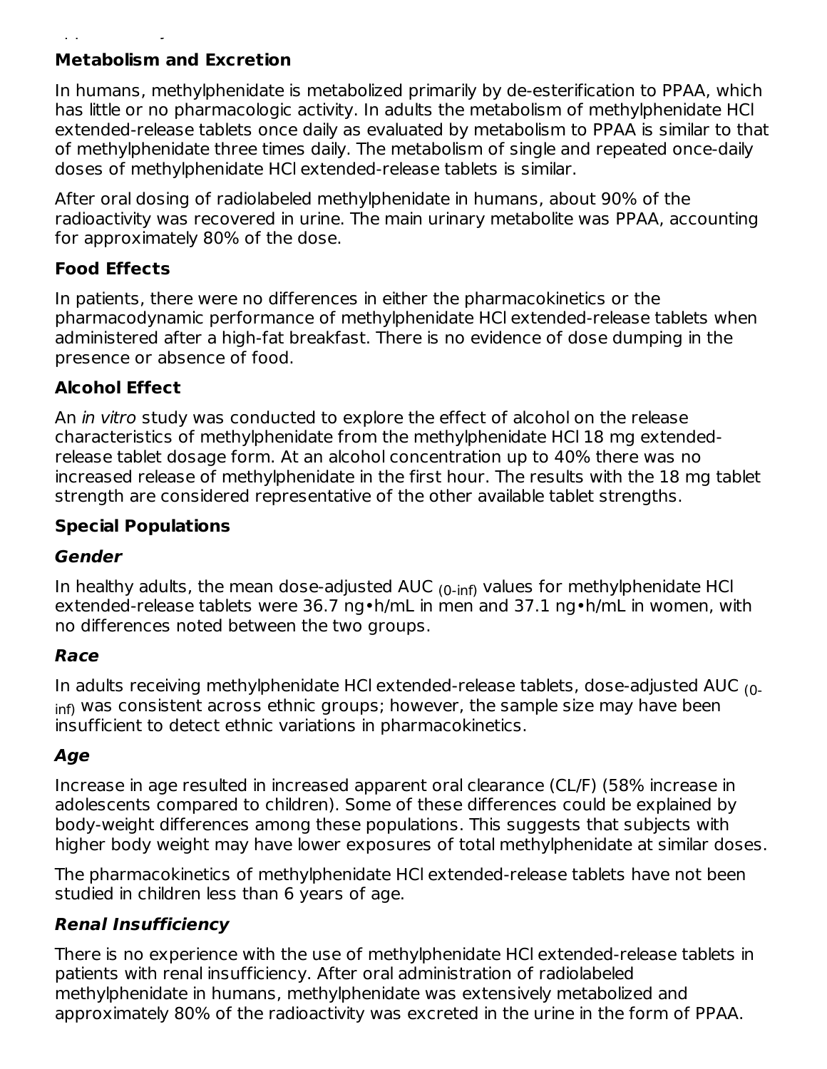### Metabolism and Excretion

In humans, methylphenidate is metabolized primarily by de-esterification to PPAA, which has little or no pharmacologic activity. In adults the metabolism of methylphenidate HCl extended-release tablets once daily as evaluated by metabolism to PPAA is similar to that of methylphenidate three times daily. The metabolism of single and repeated once-daily doses of methylphenidate HCl extended-release tablets is similar.

After oral dosing of radiolabeled methylphenidate in humans, about 90% of the radioactivity was recovered in urine. The main urinary metabolite was PPAA, accounting for approximately 80% of the dose.

### Food Effects

In patients, there were no differences in either the pharmacokinetics or the pharmacodynamic performance of methylphenidate HCl extended-release tablets when administered after a high-fat breakfast. There is no evidence of dose dumping in the presence or absence of food.

### Alcohol Effect

An *in vitro* study was conducted to explore the effect of alcohol on the release characteristics of methylphenidate from the methylphenidate HCl 18 mg extended-release tablet dosage form. At an alcohol concentration up to 40% there was no increased release of methylphenidate in the first hour. The results with the 18 mg tablet strength are considered representative of the other available tablet strengths.

### Special Populations

#### *Gender*

In healthy adults, the mean dose-adjusted $AUC_{(0\text{-inf})}$ values for methylphenidate HCl extended-release tablets were 36.7 ng•h/mL in men and 37.1 ng•h/mL in women, with no differences noted between the two groups.

#### *Race*

In adults receiving methylphenidate HCl extended-release tablets, dose-adjusted $AUC_{(0\text{-inf})}$ was consistent across ethnic groups; however, the sample size may have been insufficient to detect ethnic variations in pharmacokinetics.

#### *Age*

Increase in age resulted in increased apparent oral clearance (CL/F) (58% increase in adolescents compared to children). Some of these differences could be explained by body-weight differences among these populations. This suggests that subjects with higher body weight may have lower exposures of total methylphenidate at similar doses.

The pharmacokinetics of methylphenidate HCl extended-release tablets have not been studied in children less than 6 years of age.

#### *Renal Insufficiency*

There is no experience with the use of methylphenidate HCl extended-release tablets in patients with renal insufficiency. After oral administration of radiolabeled methylphenidate in humans, methylphenidate was extensively metabolized and approximately 80% of the radioactivity was excreted in the urine in the form of PPAA.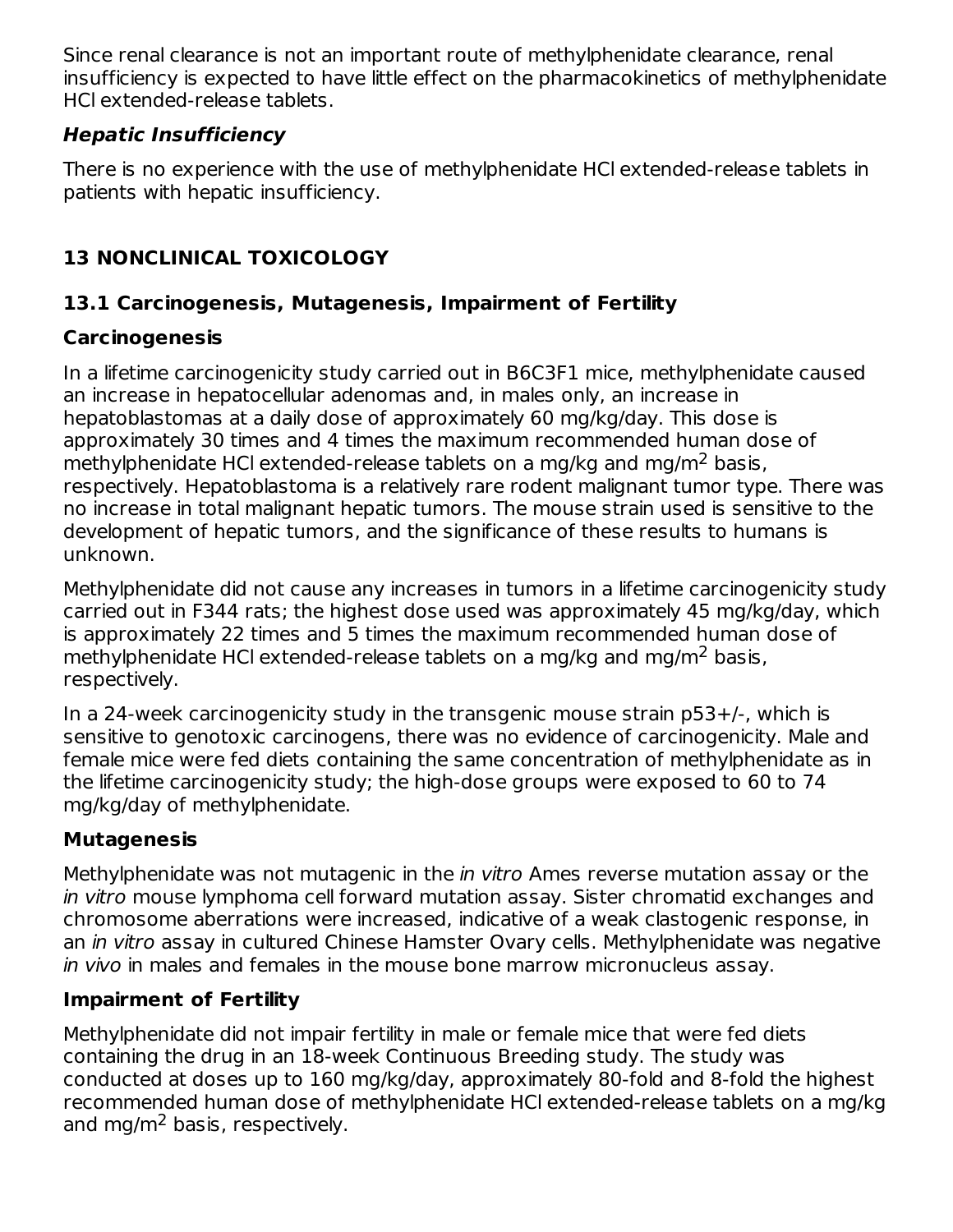Since renal clearance is not an important route of methylphenidate clearance, renal insufficiency is expected to have little effect on the pharmacokinetics of methylphenidate HCl extended-release tablets.

### *Hepatic Insufficiency*

There is no experience with the use of methylphenidate HCl extended-release tablets in patients with hepatic insufficiency.

## 13 NONCLINICAL TOXICOLOGY

### 13.1 Carcinogenesis, Mutagenesis, Impairment of Fertility

**Carcinogenesis**

In a lifetime carcinogenicity study carried out in B6C3F1 mice, methylphenidate caused an increase in hepatocellular adenomas and, in males only, an increase in hepatoblastomas at a daily dose of approximately 60 mg/kg/day. This dose is approximately 30 times and 4 times the maximum recommended human dose of methylphenidate HCl extended-release tablets on a mg/kg and mg/$m^2$ basis, respectively. Hepatoblastoma is a relatively rare rodent malignant tumor type. There was no increase in total malignant hepatic tumors. The mouse strain used is sensitive to the development of hepatic tumors, and the significance of these results to humans is unknown.

Methylphenidate did not cause any increases in tumors in a lifetime carcinogenicity study carried out in F344 rats; the highest dose used was approximately 45 mg/kg/day, which is approximately 22 times and 5 times the maximum recommended human dose of methylphenidate HCl extended-release tablets on a mg/kg and mg/$m^2$ basis, respectively.

In a 24-week carcinogenicity study in the transgenic mouse strain p53+/-, which is sensitive to genotoxic carcinogens, there was no evidence of carcinogenicity. Male and female mice were fed diets containing the same concentration of methylphenidate as in the lifetime carcinogenicity study; the high-dose groups were exposed to 60 to 74 mg/kg/day of methylphenidate.

**Mutagenesis**

Methylphenidate was not mutagenic in the *in vitro* Ames reverse mutation assay or the *in vitro* mouse lymphoma cell forward mutation assay. Sister chromatid exchanges and chromosome aberrations were increased, indicative of a weak clastogenic response, in an *in vitro* assay in cultured Chinese Hamster Ovary cells. Methylphenidate was negative *in vivo* in males and females in the mouse bone marrow micronucleus assay.

**Impairment of Fertility**

Methylphenidate did not impair fertility in male or female mice that were fed diets containing the drug in an 18-week Continuous Breeding study. The study was conducted at doses up to 160 mg/kg/day, approximately 80-fold and 8-fold the highest recommended human dose of methylphenidate HCl extended-release tablets on a mg/kg and mg/$m^2$ basis, respectively.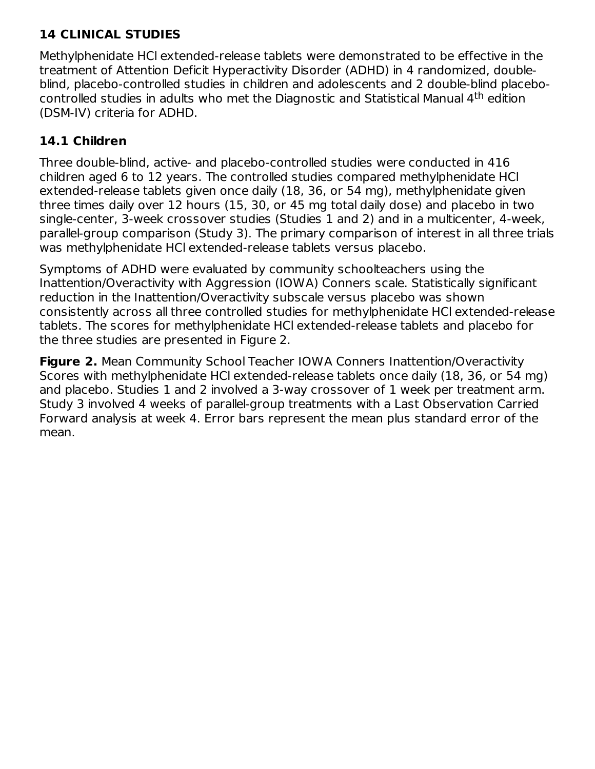## 14 CLINICAL STUDIES

Methylphenidate HCl extended-release tablets were demonstrated to be effective in the treatment of Attention Deficit Hyperactivity Disorder (ADHD) in 4 randomized, double-blind, placebo-controlled studies in children and adolescents and 2 double-blind placebo-controlled studies in adults who met the Diagnostic and Statistical Manual 4th edition (DSM-IV) criteria for ADHD.

### 14.1 Children

Three double-blind, active- and placebo-controlled studies were conducted in 416 children aged 6 to 12 years. The controlled studies compared methylphenidate HCl extended-release tablets given once daily (18, 36, or 54 mg), methylphenidate given three times daily over 12 hours (15, 30, or 45 mg total daily dose) and placebo in two single-center, 3-week crossover studies (Studies 1 and 2) and in a multicenter, 4-week, parallel-group comparison (Study 3). The primary comparison of interest in all three trials was methylphenidate HCl extended-release tablets versus placebo.

Symptoms of ADHD were evaluated by community schoolteachers using the Inattention/Overactivity with Aggression (IOWA) Conners scale. Statistically significant reduction in the Inattention/Overactivity subscale versus placebo was shown consistently across all three controlled studies for methylphenidate HCl extended-release tablets. The scores for methylphenidate HCl extended-release tablets and placebo for the three studies are presented in Figure 2.

**Figure 2.** Mean Community School Teacher IOWA Conners Inattention/Overactivity Scores with methylphenidate HCl extended-release tablets once daily (18, 36, or 54 mg) and placebo. Studies 1 and 2 involved a 3-way crossover of 1 week per treatment arm. Study 3 involved 4 weeks of parallel-group treatments with a Last Observation Carried Forward analysis at week 4. Error bars represent the mean plus standard error of the mean.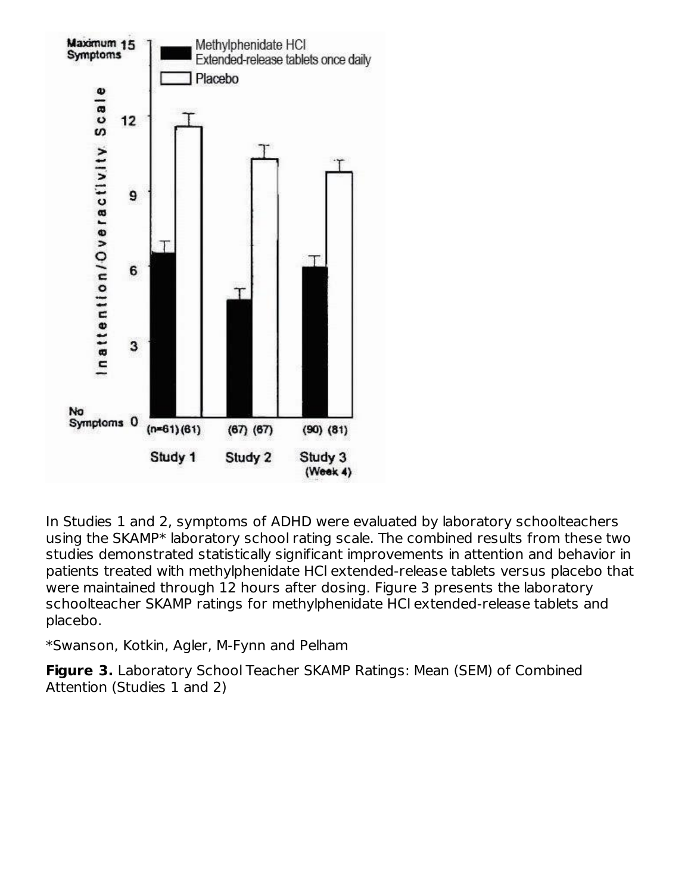In Studies 1 and 2, symptoms of ADHD were evaluated by laboratory schoolteachers using the SKAMP* laboratory school rating scale. The combined results from these two studies demonstrated statistically significant improvements in attention and behavior in patients treated with methylphenidate HCl extended-release tablets versus placebo that were maintained through 12 hours after dosing. Figure 3 presents the laboratory schoolteacher SKAMP ratings for methylphenidate HCl extended-release tablets and placebo.

*Swanson, Kotkin, Agler, M-Fynn and Pelham

**Figure 3.** Laboratory School Teacher SKAMP Ratings: Mean (SEM) of Combined Attention (Studies 1 and 2)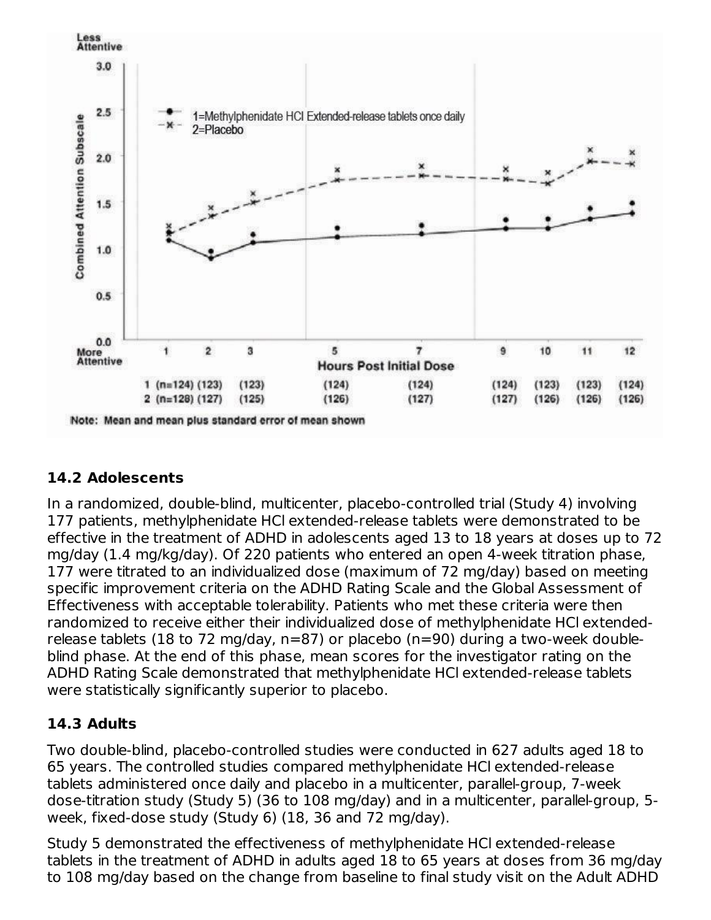Note: Mean and mean plus standard error of mean shown

## 14.2 Adolescents

In a randomized, double-blind, multicenter, placebo-controlled trial (Study 4) involving 177 patients, methylphenidate HCl extended-release tablets were demonstrated to be effective in the treatment of ADHD in adolescents aged 13 to 18 years at doses up to 72 mg/day (1.4 mg/kg/day). Of 220 patients who entered an open 4-week titration phase, 177 were titrated to an individualized dose (maximum of 72 mg/day) based on meeting specific improvement criteria on the ADHD Rating Scale and the Global Assessment of Effectiveness with acceptable tolerability. Patients who met these criteria were then randomized to receive either their individualized dose of methylphenidate HCl extended-release tablets (18 to 72 mg/day, n=87) or placebo (n=90) during a two-week double-blind phase. At the end of this phase, mean scores for the investigator rating on the ADHD Rating Scale demonstrated that methylphenidate HCl extended-release tablets were statistically significantly superior to placebo.

## 14.3 Adults

Two double-blind, placebo-controlled studies were conducted in 627 adults aged 18 to 65 years. The controlled studies compared methylphenidate HCl extended-release tablets administered once daily and placebo in a multicenter, parallel-group, 7-week dose-titration study (Study 5) (36 to 108 mg/day) and in a multicenter, parallel-group, 5-week, fixed-dose study (Study 6) (18, 36 and 72 mg/day).

Study 5 demonstrated the effectiveness of methylphenidate HCl extended-release tablets in the treatment of ADHD in adults aged 18 to 65 years at doses from 36 mg/day to 108 mg/day based on the change from baseline to final study visit on the Adult ADHD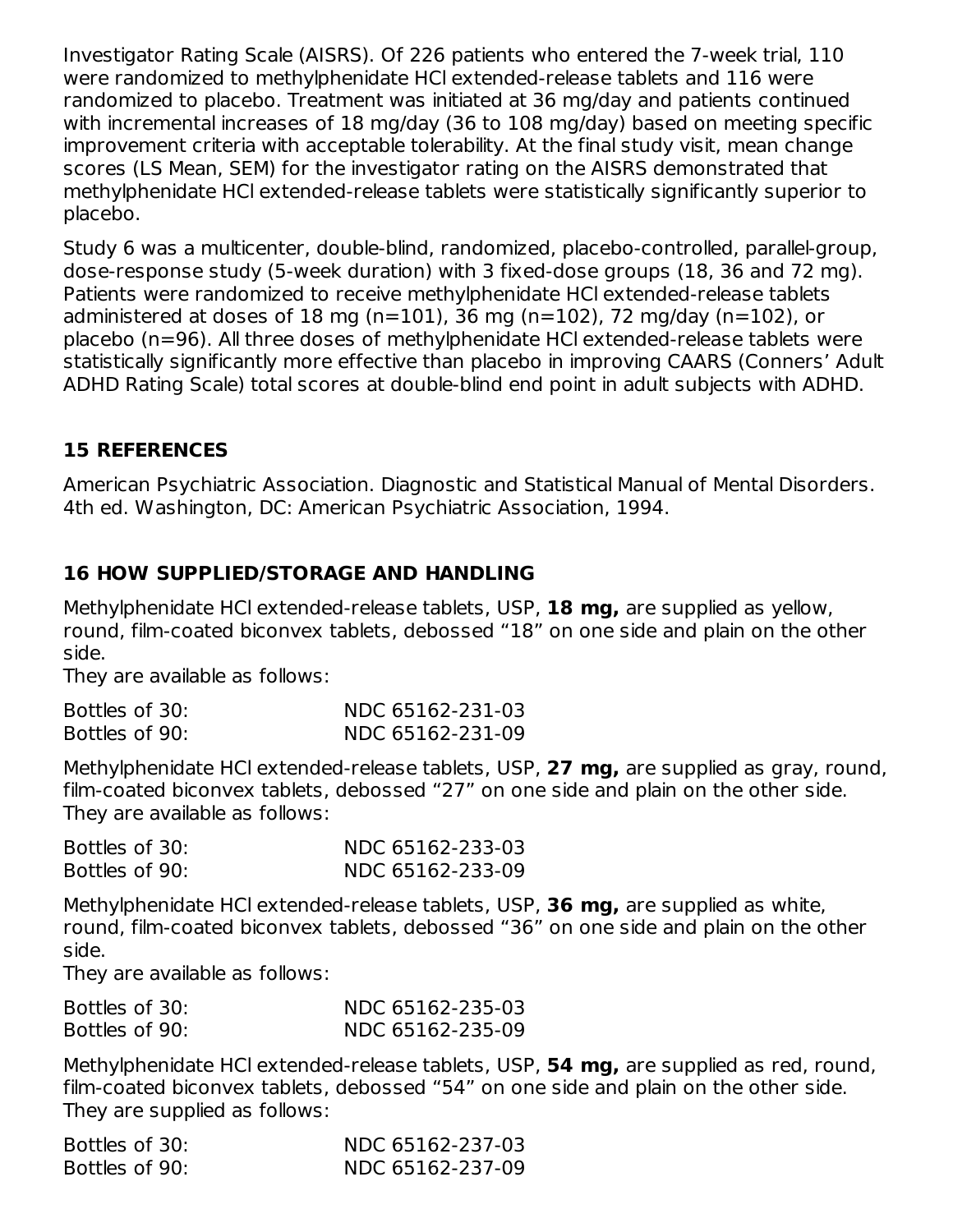Investigator Rating Scale (AISRS). Of 226 patients who entered the 7-week trial, 110 were randomized to methylphenidate HCl extended-release tablets and 116 were randomized to placebo. Treatment was initiated at 36 mg/day and patients continued with incremental increases of 18 mg/day (36 to 108 mg/day) based on meeting specific improvement criteria with acceptable tolerability. At the final study visit, mean change scores (LS Mean, SEM) for the investigator rating on the AISRS demonstrated that methylphenidate HCl extended-release tablets were statistically significantly superior to placebo.

Study 6 was a multicenter, double-blind, randomized, placebo-controlled, parallel-group, dose-response study (5-week duration) with 3 fixed-dose groups (18, 36 and 72 mg). Patients were randomized to receive methylphenidate HCl extended-release tablets administered at doses of 18 mg (n=101), 36 mg (n=102), 72 mg/day (n=102), or placebo (n=96). All three doses of methylphenidate HCl extended-release tablets were statistically significantly more effective than placebo in improving CAARS (Conners' Adult ADHD Rating Scale) total scores at double-blind end point in adult subjects with ADHD.

## 15 REFERENCES

American Psychiatric Association. Diagnostic and Statistical Manual of Mental Disorders. 4th ed. Washington, DC: American Psychiatric Association, 1994.

## 16 HOW SUPPLIED/STORAGE AND HANDLING

Methylphenidate HCl extended-release tablets, USP, **18 mg,** are supplied as yellow, round, film-coated biconvex tablets, debossed "18" on one side and plain on the other side.
They are available as follows:

| | |
|---|---|
| Bottles of 30: | NDC 65162-231-03 |
| Bottles of 90: | NDC 65162-231-09 |

Methylphenidate HCl extended-release tablets, USP, **27 mg,** are supplied as gray, round, film-coated biconvex tablets, debossed "27" on one side and plain on the other side.
They are available as follows:

| | |
|---|---|
| Bottles of 30: | NDC 65162-233-03 |
| Bottles of 90: | NDC 65162-233-09 |

Methylphenidate HCl extended-release tablets, USP, **36 mg,** are supplied as white, round, film-coated biconvex tablets, debossed "36" on one side and plain on the other side.
They are available as follows:

| | |
|---|---|
| Bottles of 30: | NDC 65162-235-03 |
| Bottles of 90: | NDC 65162-235-09 |

Methylphenidate HCl extended-release tablets, USP, **54 mg,** are supplied as red, round, film-coated biconvex tablets, debossed "54" on one side and plain on the other side.
They are supplied as follows:

| | |
|---|---|
| Bottles of 30: | NDC 65162-237-03 |
| Bottles of 90: | NDC 65162-237-09 |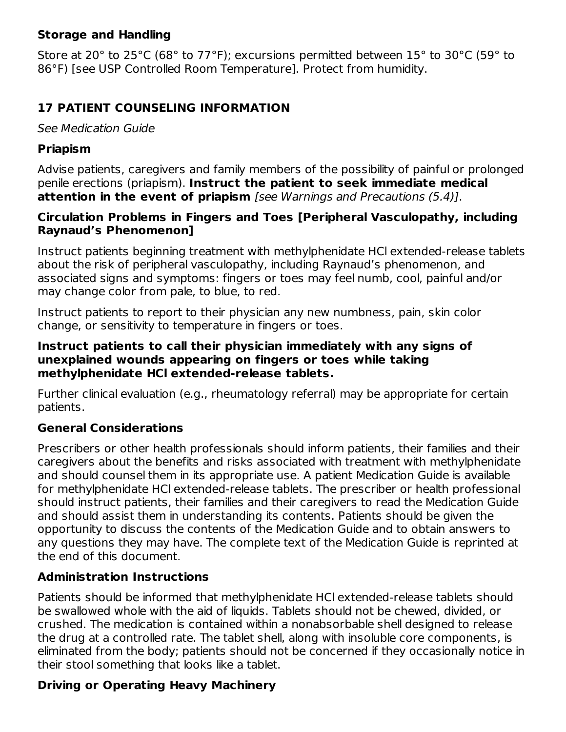### Storage and Handling

Store at 20° to 25°C (68° to 77°F); excursions permitted between 15° to 30°C (59° to 86°F) [see USP Controlled Room Temperature]. Protect from humidity.

## 17 PATIENT COUNSELING INFORMATION

*See Medication Guide*

### Priapism

Advise patients, caregivers and family members of the possibility of painful or prolonged penile erections (priapism). **Instruct the patient to seek immediate medical attention in the event of priapism** *[see Warnings and Precautions (5.4)]*.

### Circulation Problems in Fingers and Toes [Peripheral Vasculopathy, including Raynaud's Phenomenon]

Instruct patients beginning treatment with methylphenidate HCl extended-release tablets about the risk of peripheral vasculopathy, including Raynaud's phenomenon, and associated signs and symptoms: fingers or toes may feel numb, cool, painful and/or may change color from pale, to blue, to red.

Instruct patients to report to their physician any new numbness, pain, skin color change, or sensitivity to temperature in fingers or toes.

**Instruct patients to call their physician immediately with any signs of unexplained wounds appearing on fingers or toes while taking methylphenidate HCl extended-release tablets.**

Further clinical evaluation (e.g., rheumatology referral) may be appropriate for certain patients.

### General Considerations

Prescribers or other health professionals should inform patients, their families and their caregivers about the benefits and risks associated with treatment with methylphenidate and should counsel them in its appropriate use. A patient Medication Guide is available for methylphenidate HCl extended-release tablets. The prescriber or health professional should instruct patients, their families and their caregivers to read the Medication Guide and should assist them in understanding its contents. Patients should be given the opportunity to discuss the contents of the Medication Guide and to obtain answers to any questions they may have. The complete text of the Medication Guide is reprinted at the end of this document.

### Administration Instructions

Patients should be informed that methylphenidate HCl extended-release tablets should be swallowed whole with the aid of liquids. Tablets should not be chewed, divided, or crushed. The medication is contained within a nonabsorbable shell designed to release the drug at a controlled rate. The tablet shell, along with insoluble core components, is eliminated from the body; patients should not be concerned if they occasionally notice in their stool something that looks like a tablet.

### Driving or Operating Heavy Machinery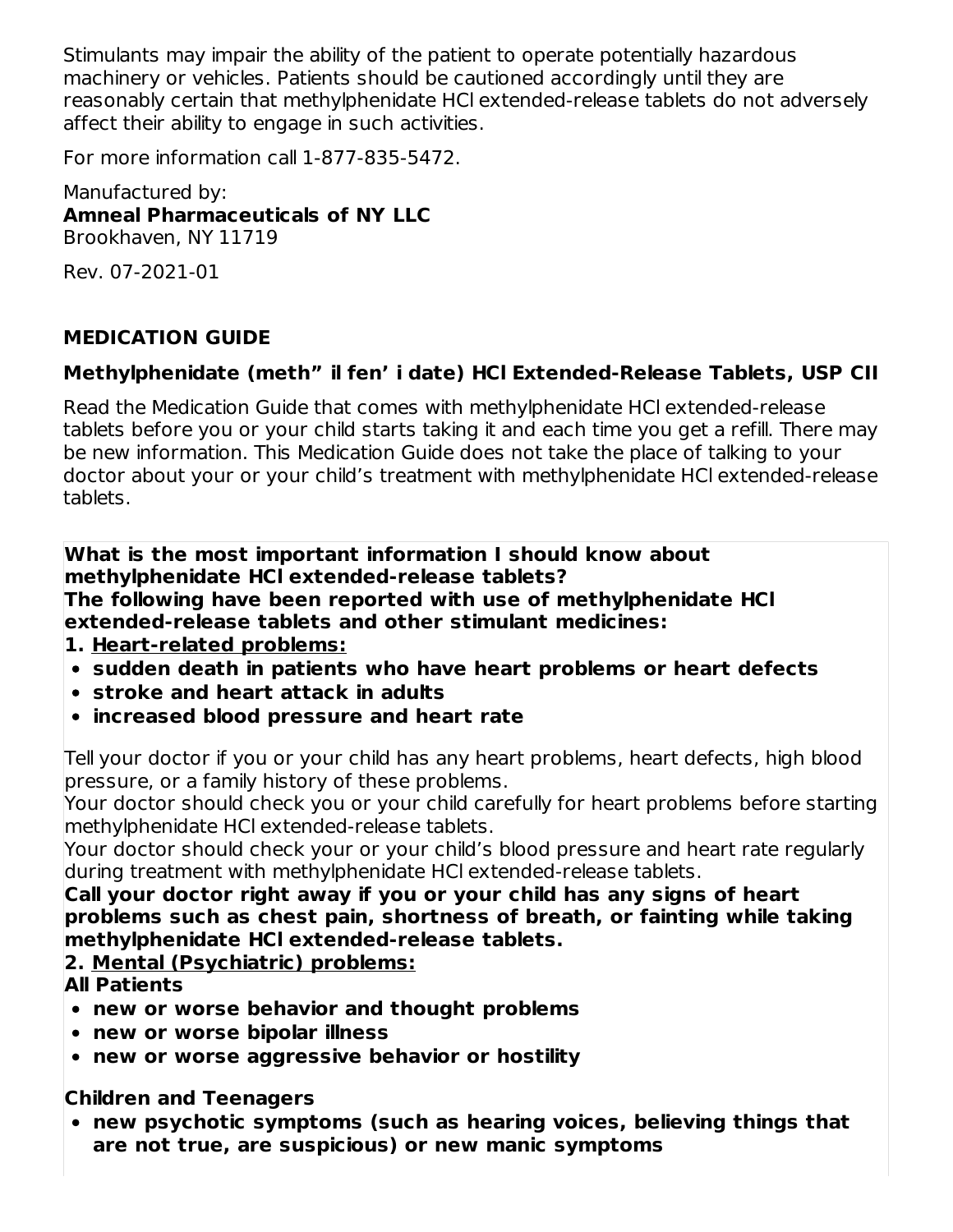Stimulants may impair the ability of the patient to operate potentially hazardous machinery or vehicles. Patients should be cautioned accordingly until they are reasonably certain that methylphenidate HCl extended-release tablets do not adversely affect their ability to engage in such activities.

For more information call 1-877-835-5472.

Manufactured by:
**Amneal Pharmaceuticals of NY LLC**
Brookhaven, NY 11719

Rev. 07-2021-01

## MEDICATION GUIDE

### Methylphenidate (meth” il fen’ i date) HCl Extended-Release Tablets, USP CII

Read the Medication Guide that comes with methylphenidate HCl extended-release tablets before you or your child starts taking it and each time you get a refill. There may be new information. This Medication Guide does not take the place of talking to your doctor about your or your child’s treatment with methylphenidate HCl extended-release tablets.

**What is the most important information I should know about methylphenidate HCl extended-release tablets?**
**The following have been reported with use of methylphenidate HCl extended-release tablets and other stimulant medicines:**

**1. Heart-related problems:**

- **sudden death in patients who have heart problems or heart defects**
- **stroke and heart attack in adults**
- **increased blood pressure and heart rate**

Tell your doctor if you or your child has any heart problems, heart defects, high blood pressure, or a family history of these problems.
Your doctor should check you or your child carefully for heart problems before starting methylphenidate HCl extended-release tablets.
Your doctor should check your or your child’s blood pressure and heart rate regularly during treatment with methylphenidate HCl extended-release tablets.
**Call your doctor right away if you or your child has any signs of heart problems such as chest pain, shortness of breath, or fainting while taking methylphenidate HCl extended-release tablets.**

**2. Mental (Psychiatric) problems:**

**All Patients**

- **new or worse behavior and thought problems**
- **new or worse bipolar illness**
- **new or worse aggressive behavior or hostility**

**Children and Teenagers**

- **new psychotic symptoms (such as hearing voices, believing things that are not true, are suspicious) or new manic symptoms**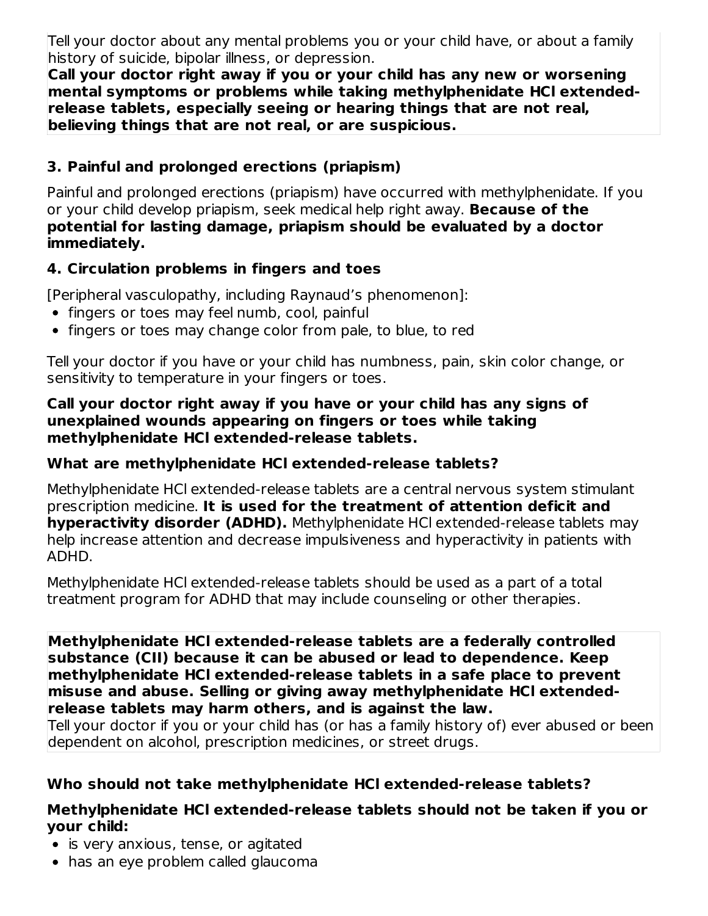Tell your doctor about any mental problems you or your child have, or about a family history of suicide, bipolar illness, or depression.

**Call your doctor right away if you or your child has any new or worsening mental symptoms or problems while taking methylphenidate HCl extended-release tablets, especially seeing or hearing things that are not real, believing things that are not real, or are suspicious.**

### 3. Painful and prolonged erections (priapism)

Painful and prolonged erections (priapism) have occurred with methylphenidate. If you or your child develop priapism, seek medical help right away. **Because of the potential for lasting damage, priapism should be evaluated by a doctor immediately.**

### 4. Circulation problems in fingers and toes

[Peripheral vasculopathy, including Raynaud's phenomenon]:

- fingers or toes may feel numb, cool, painful
- fingers or toes may change color from pale, to blue, to red

Tell your doctor if you have or your child has numbness, pain, skin color change, or sensitivity to temperature in your fingers or toes.

**Call your doctor right away if you have or your child has any signs of unexplained wounds appearing on fingers or toes while taking methylphenidate HCl extended-release tablets.**

### What are methylphenidate HCl extended-release tablets?

Methylphenidate HCl extended-release tablets are a central nervous system stimulant prescription medicine. **It is used for the treatment of attention deficit and hyperactivity disorder (ADHD).** Methylphenidate HCl extended-release tablets may help increase attention and decrease impulsiveness and hyperactivity in patients with ADHD.

Methylphenidate HCl extended-release tablets should be used as a part of a total treatment program for ADHD that may include counseling or other therapies.

**Methylphenidate HCl extended-release tablets are a federally controlled substance (CII) because it can be abused or lead to dependence. Keep methylphenidate HCl extended-release tablets in a safe place to prevent misuse and abuse. Selling or giving away methylphenidate HCl extended-release tablets may harm others, and is against the law.**

Tell your doctor if you or your child has (or has a family history of) ever abused or been dependent on alcohol, prescription medicines, or street drugs.

### Who should not take methylphenidate HCl extended-release tablets?

**Methylphenidate HCl extended-release tablets should not be taken if you or your child:**

- is very anxious, tense, or agitated
- has an eye problem called glaucoma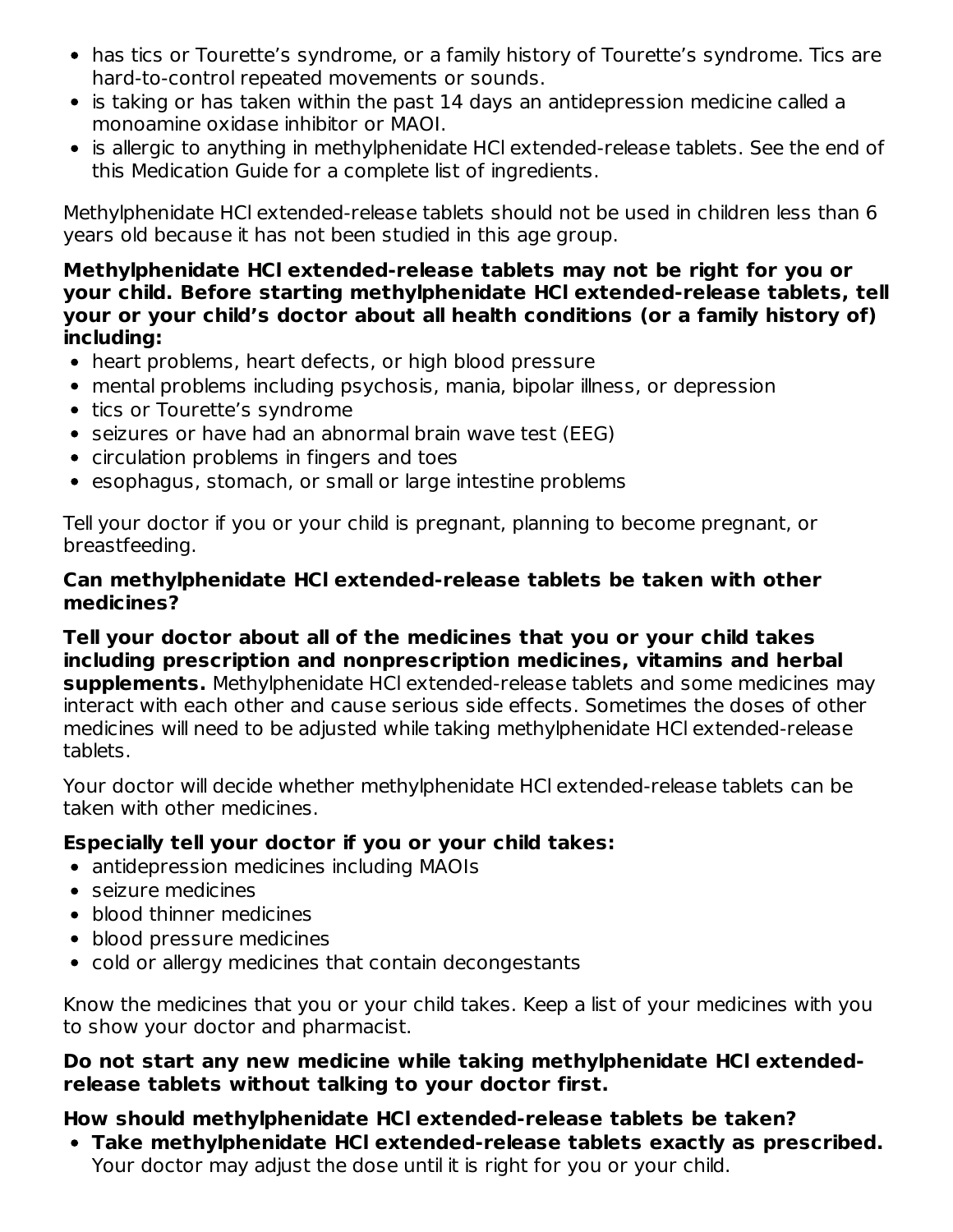- has tics or Tourette's syndrome, or a family history of Tourette's syndrome. Tics are hard-to-control repeated movements or sounds.
- is taking or has taken within the past 14 days an antidepression medicine called a monoamine oxidase inhibitor or MAOI.
- is allergic to anything in methylphenidate HCl extended-release tablets. See the end of this Medication Guide for a complete list of ingredients.

Methylphenidate HCl extended-release tablets should not be used in children less than 6 years old because it has not been studied in this age group.

**Methylphenidate HCl extended-release tablets may not be right for you or your child. Before starting methylphenidate HCl extended-release tablets, tell your or your child's doctor about all health conditions (or a family history of) including:**

- heart problems, heart defects, or high blood pressure
- mental problems including psychosis, mania, bipolar illness, or depression
- tics or Tourette's syndrome
- seizures or have had an abnormal brain wave test (EEG)
- circulation problems in fingers and toes
- esophagus, stomach, or small or large intestine problems

Tell your doctor if you or your child is pregnant, planning to become pregnant, or breastfeeding.

**Can methylphenidate HCl extended-release tablets be taken with other medicines?**

**Tell your doctor about all of the medicines that you or your child takes including prescription and nonprescription medicines, vitamins and herbal supplements.** Methylphenidate HCl extended-release tablets and some medicines may interact with each other and cause serious side effects. Sometimes the doses of other medicines will need to be adjusted while taking methylphenidate HCl extended-release tablets.

Your doctor will decide whether methylphenidate HCl extended-release tablets can be taken with other medicines.

**Especially tell your doctor if you or your child takes:**

- antidepression medicines including MAOIs
- seizure medicines
- blood thinner medicines
- blood pressure medicines
- cold or allergy medicines that contain decongestants

Know the medicines that you or your child takes. Keep a list of your medicines with you to show your doctor and pharmacist.

**Do not start any new medicine while taking methylphenidate HCl extended-release tablets without talking to your doctor first.**

**How should methylphenidate HCl extended-release tablets be taken?**

- **Take methylphenidate HCl extended-release tablets exactly as prescribed.** Your doctor may adjust the dose until it is right for you or your child.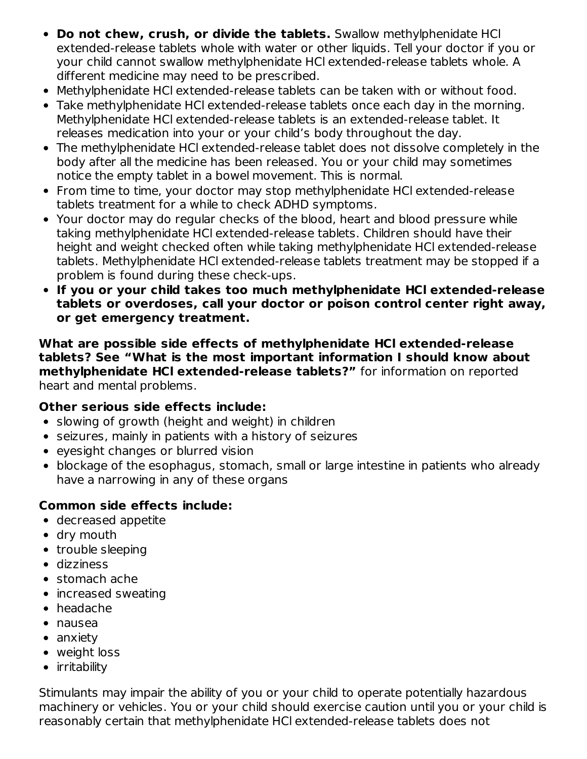- **Do not chew, crush, or divide the tablets.** Swallow methylphenidate HCl extended-release tablets whole with water or other liquids. Tell your doctor if you or your child cannot swallow methylphenidate HCl extended-release tablets whole. A different medicine may need to be prescribed.
- Methylphenidate HCl extended-release tablets can be taken with or without food.
- Take methylphenidate HCl extended-release tablets once each day in the morning. Methylphenidate HCl extended-release tablets is an extended-release tablet. It releases medication into your or your child's body throughout the day.
- The methylphenidate HCl extended-release tablet does not dissolve completely in the body after all the medicine has been released. You or your child may sometimes notice the empty tablet in a bowel movement. This is normal.
- From time to time, your doctor may stop methylphenidate HCl extended-release tablets treatment for a while to check ADHD symptoms.
- Your doctor may do regular checks of the blood, heart and blood pressure while taking methylphenidate HCl extended-release tablets. Children should have their height and weight checked often while taking methylphenidate HCl extended-release tablets. Methylphenidate HCl extended-release tablets treatment may be stopped if a problem is found during these check-ups.
- **If you or your child takes too much methylphenidate HCl extended-release tablets or overdoses, call your doctor or poison control center right away, or get emergency treatment.**

**What are possible side effects of methylphenidate HCl extended-release tablets? See "What is the most important information I should know about methylphenidate HCl extended-release tablets?"** for information on reported heart and mental problems.

**Other serious side effects include:**

- slowing of growth (height and weight) in children
- seizures, mainly in patients with a history of seizures
- eyesight changes or blurred vision
- blockage of the esophagus, stomach, small or large intestine in patients who already have a narrowing in any of these organs

**Common side effects include:**

- decreased appetite
- dry mouth
- trouble sleeping
- dizziness
- stomach ache
- increased sweating
- headache
- nausea
- anxiety
- weight loss
- irritability

Stimulants may impair the ability of you or your child to operate potentially hazardous machinery or vehicles. You or your child should exercise caution until you or your child is reasonably certain that methylphenidate HCl extended-release tablets does not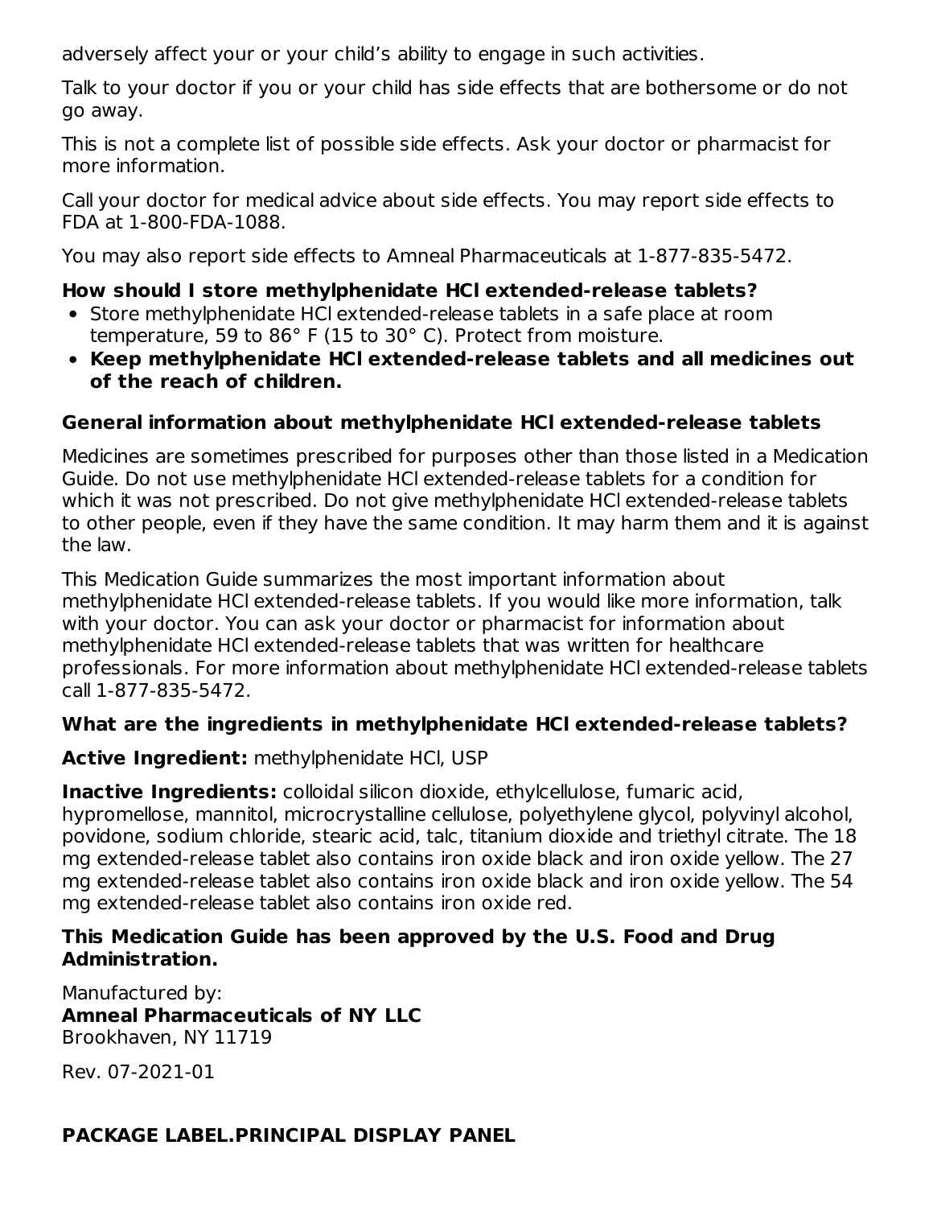adversely affect your or your child's ability to engage in such activities.

Talk to your doctor if you or your child has side effects that are bothersome or do not go away.

This is not a complete list of possible side effects. Ask your doctor or pharmacist for more information.

Call your doctor for medical advice about side effects. You may report side effects to FDA at 1-800-FDA-1088.

You may also report side effects to Amneal Pharmaceuticals at 1-877-835-5472.

**How should I store methylphenidate HCl extended-release tablets?**

- Store methylphenidate HCl extended-release tablets in a safe place at room temperature, 59 to 86° F (15 to 30° C). Protect from moisture.
- **Keep methylphenidate HCl extended-release tablets and all medicines out of the reach of children.**

**General information about methylphenidate HCl extended-release tablets**

Medicines are sometimes prescribed for purposes other than those listed in a Medication Guide. Do not use methylphenidate HCl extended-release tablets for a condition for which it was not prescribed. Do not give methylphenidate HCl extended-release tablets to other people, even if they have the same condition. It may harm them and it is against the law.

This Medication Guide summarizes the most important information about methylphenidate HCl extended-release tablets. If you would like more information, talk with your doctor. You can ask your doctor or pharmacist for information about methylphenidate HCl extended-release tablets that was written for healthcare professionals. For more information about methylphenidate HCl extended-release tablets call 1-877-835-5472.

**What are the ingredients in methylphenidate HCl extended-release tablets?**

**Active Ingredient:** methylphenidate HCl, USP

**Inactive Ingredients:** colloidal silicon dioxide, ethylcellulose, fumaric acid, hypromellose, mannitol, microcrystalline cellulose, polyethylene glycol, polyvinyl alcohol, povidone, sodium chloride, stearic acid, talc, titanium dioxide and triethyl citrate. The 18 mg extended-release tablet also contains iron oxide black and iron oxide yellow. The 27 mg extended-release tablet also contains iron oxide black and iron oxide yellow. The 54 mg extended-release tablet also contains iron oxide red.

**This Medication Guide has been approved by the U.S. Food and Drug Administration.**

Manufactured by:
**Amneal Pharmaceuticals of NY LLC**
Brookhaven, NY 11719

Rev. 07-2021-01

## PACKAGE LABEL.PRINCIPAL DISPLAY PANEL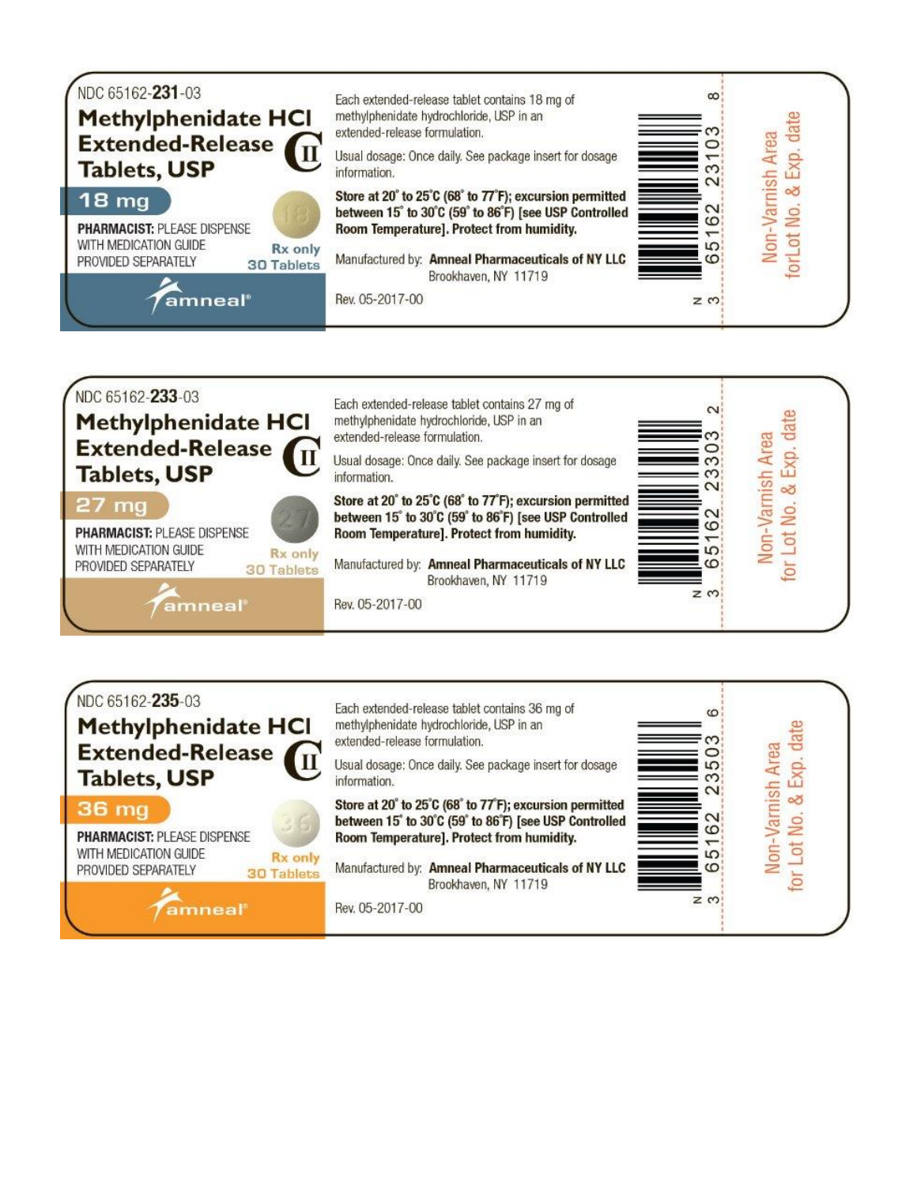NDC 65162-**231**-03

## Methylphenidate HCl Extended-Release Tablets, USP

CII

**18 mg**

**PHARMACIST:** PLEASE DISPENSE WITH MEDICATION GUIDE PROVIDED SEPARATELY

Rx only

30 Tablets

amneal®

Each extended-release tablet contains 18 mg of methylphenidate hydrochloride, USP in an extended-release formulation.

Usual dosage: Once daily. See package insert for dosage information.

**Store at 20° to 25°C (68° to 77°F); excursion permitted between 15° to 30°C (59° to 86°F) [see USP Controlled Room Temperature]. Protect from humidity.**

Manufactured by: **Amneal Pharmaceuticals of NY LLC**
Brookhaven, NY 11719

Rev. 05-2017-00

N 3 65162 23103 8

Non-Varnish Area forLot No. & Exp. date

---

NDC 65162-**233**-03

## Methylphenidate HCl Extended-Release Tablets, USP

CII

**27 mg**

**PHARMACIST:** PLEASE DISPENSE WITH MEDICATION GUIDE PROVIDED SEPARATELY

Rx only

30 Tablets

amneal®

Each extended-release tablet contains 27 mg of methylphenidate hydrochloride, USP in an extended-release formulation.

Usual dosage: Once daily. See package insert for dosage information.

**Store at 20° to 25°C (68° to 77°F); excursion permitted between 15° to 30°C (59° to 86°F) [see USP Controlled Room Temperature]. Protect from humidity.**

Manufactured by: **Amneal Pharmaceuticals of NY LLC**
Brookhaven, NY 11719

Rev. 05-2017-00

N 3 65162 23303 2

Non-Varnish Area for Lot No. & Exp. date

---

NDC 65162-**235**-03

## Methylphenidate HCl Extended-Release Tablets, USP

CII

**36 mg**

**PHARMACIST:** PLEASE DISPENSE WITH MEDICATION GUIDE PROVIDED SEPARATELY

Rx only

30 Tablets

amneal®

Each extended-release tablet contains 36 mg of methylphenidate hydrochloride, USP in an extended-release formulation.

Usual dosage: Once daily. See package insert for dosage information.

**Store at 20° to 25°C (68° to 77°F); excursion permitted between 15° to 30°C (59° to 86°F) [see USP Controlled Room Temperature]. Protect from humidity.**

Manufactured by: **Amneal Pharmaceuticals of NY LLC**
Brookhaven, NY 11719

Rev. 05-2017-00

N 3 65162 23503 6

Non-Varnish Area for Lot No. & Exp. date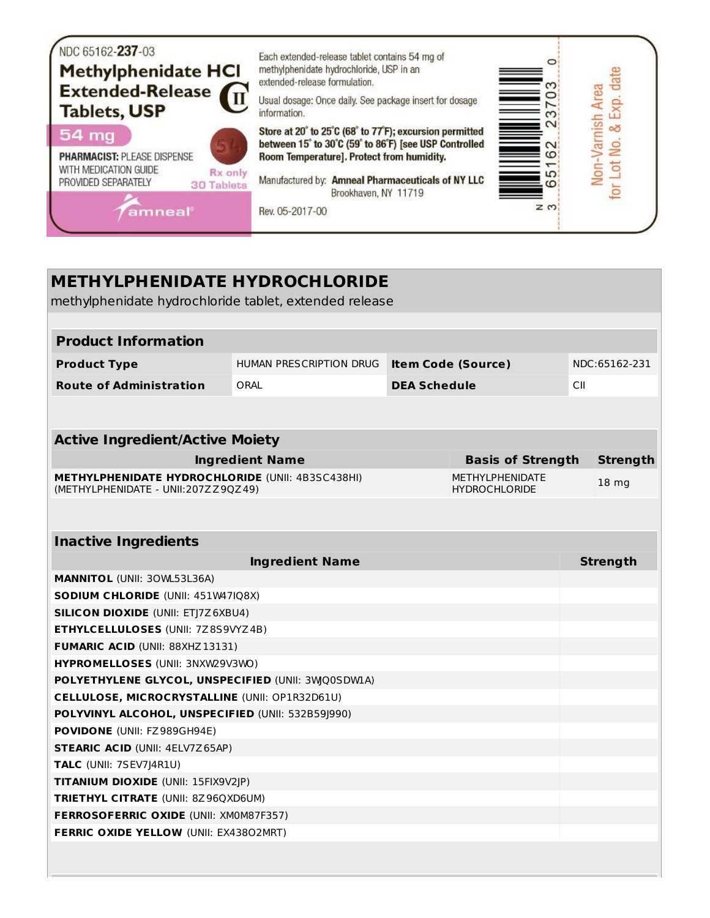NDC 65162-**237**-03

**Methylphenidate HCl Extended-Release Tablets, USP** CII

**54 mg**

**PHARMACIST:** PLEASE DISPENSE WITH MEDICATION GUIDE PROVIDED SEPARATELY

Rx only
30 Tablets

amneal®

Each extended-release tablet contains 54 mg of methylphenidate hydrochloride, USP in an extended-release formulation.

Usual dosage: Once daily. See package insert for dosage information.

**Store at 20° to 25°C (68° to 77°F); excursion permitted between 15° to 30°C (59° to 86°F) [see USP Controlled Room Temperature]. Protect from humidity.**

Manufactured by: **Amneal Pharmaceuticals of NY LLC**
Brookhaven, NY 11719

Rev. 05-2017-00

N 3 65162 23703 0

Non-Varnish Area for Lot No. & Exp. date

## METHYLPHENIDATE HYDROCHLORIDE

methylphenidate hydrochloride tablet, extended release

| **Product Information** | | | |
|---|---|---|---|
| **Product Type** | HUMAN PRESCRIPTION DRUG | **Item Code (Source)** | NDC:65162-231 |
| **Route of Administration** | ORAL | **DEA Schedule** | CII |

| **Active Ingredient/Active Moiety** | | |
|---|---|---|
| **Ingredient Name** | **Basis of Strength** | **Strength** |
| **METHYLPHENIDATE HYDROCHLORIDE** (UNII: 4B3SC438HI) (METHYLPHENIDATE - UNII:207ZZ9QZ49) | METHYLPHENIDATE HYDROCHLORIDE | 18 mg |

| **Inactive Ingredients** | |
|---|---|
| **Ingredient Name** | **Strength** |
| **MANNITOL** (UNII: 3OWL53L36A) | |
| **SODIUM CHLORIDE** (UNII: 451W47IQ8X) | |
| **SILICON DIOXIDE** (UNII: ETJ7Z6XBU4) | |
| **ETHYLCELLULOSES** (UNII: 7Z8S9VYZ4B) | |
| **FUMARIC ACID** (UNII: 88XHZ13131) | |
| **HYPROMELLOSES** (UNII: 3NXW29V3WO) | |
| **POLYETHYLENE GLYCOL, UNSPECIFIED** (UNII: 3WJQ0SDW1A) | |
| **CELLULOSE, MICROCRYSTALLINE** (UNII: OP1R32D61U) | |
| **POLYVINYL ALCOHOL, UNSPECIFIED** (UNII: 532B59J990) | |
| **POVIDONE** (UNII: FZ989GH94E) | |
| **STEARIC ACID** (UNII: 4ELV7Z65AP) | |
| **TALC** (UNII: 7SEV7J4R1U) | |
| **TITANIUM DIOXIDE** (UNII: 15FIX9V2JP) | |
| **TRIETHYL CITRATE** (UNII: 8Z96QXD6UM) | |
| **FERROSOFERRIC OXIDE** (UNII: XM0M87F357) | |
| **FERRIC OXIDE YELLOW** (UNII: EX438O2MRT) | |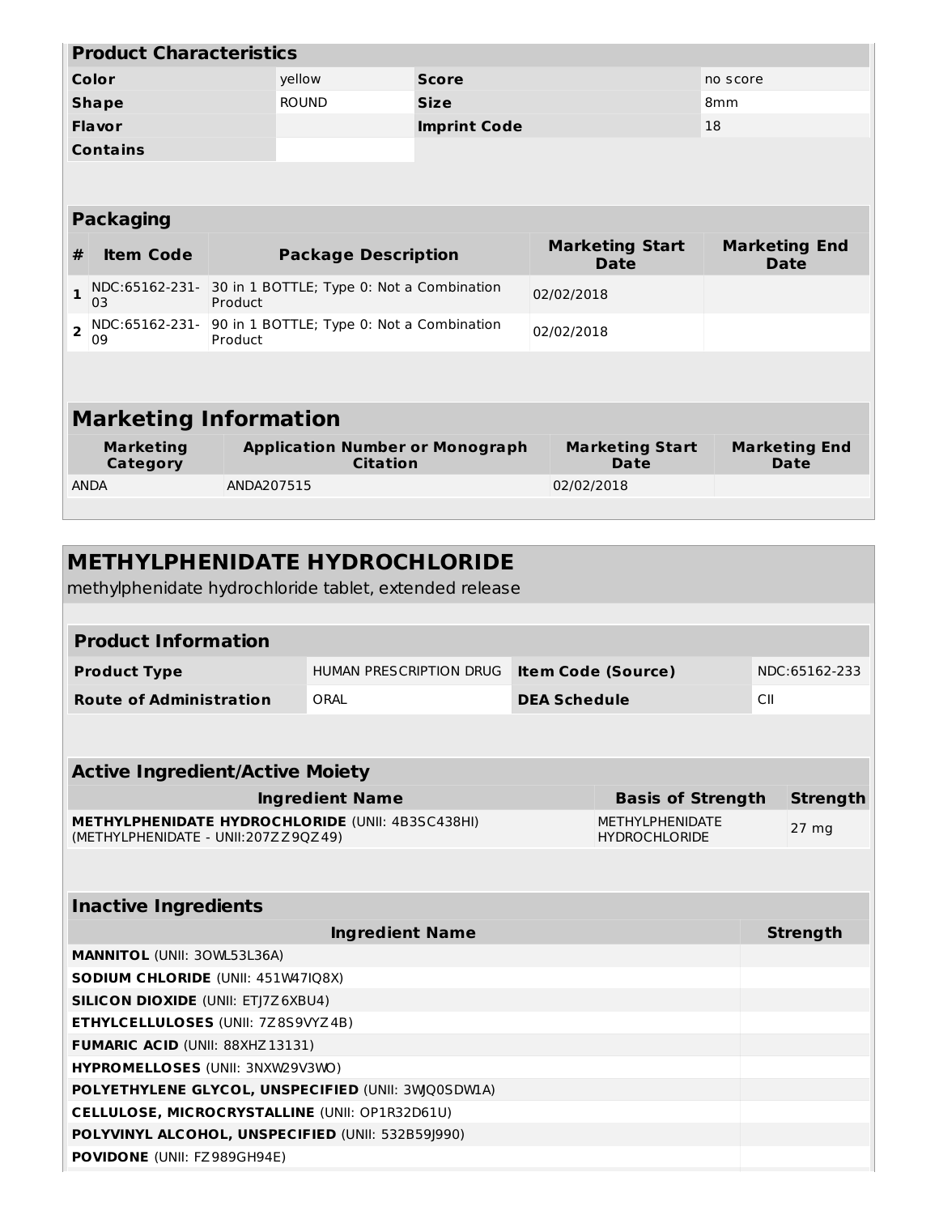## Product Characteristics

| | | | |
|---|---|---|---|
| **Color** | yellow | **Score** | no score |
| **Shape** | ROUND | **Size** | 8mm |
| **Flavor** | | **Imprint Code** | 18 |
| **Contains** | | | |

## Packaging

| # | Item Code | Package Description | Marketing Start Date | Marketing End Date |
|---|---|---|---|---|
| 1 | NDC:65162-231-03 | 30 in 1 BOTTLE; Type 0: Not a Combination Product | 02/02/2018 | |
| 2 | NDC:65162-231-09 | 90 in 1 BOTTLE; Type 0: Not a Combination Product | 02/02/2018 | |

## Marketing Information

| Marketing Category | Application Number or Monograph Citation | Marketing Start Date | Marketing End Date |
|---|---|---|---|
| ANDA | ANDA207515 | 02/02/2018 | |

# METHYLPHENIDATE HYDROCHLORIDE

methylphenidate hydrochloride tablet, extended release

## Product Information

| | | | |
|---|---|---|---|
| **Product Type** | HUMAN PRESCRIPTION DRUG | **Item Code (Source)** | NDC:65162-233 |
| **Route of Administration** | ORAL | **DEA Schedule** | CII |

## Active Ingredient/Active Moiety

| Ingredient Name | Basis of Strength | Strength |
|---|---|---|
| **METHYLPHENIDATE HYDROCHLORIDE** (UNII: 4B3SC438HI) (METHYLPHENIDATE - UNII:207ZZ9QZ49) | METHYLPHENIDATE HYDROCHLORIDE | 27 mg |

## Inactive Ingredients

| Ingredient Name | Strength |
|---|---|
| **MANNITOL** (UNII: 3OWL53L36A) | |
| **SODIUM CHLORIDE** (UNII: 451W47IQ8X) | |
| **SILICON DIOXIDE** (UNII: ETJ7Z6XBU4) | |
| **ETHYLCELLULOSES** (UNII: 7Z8S9VYZ4B) | |
| **FUMARIC ACID** (UNII: 88XHZ13131) | |
| **HYPROMELLOSES** (UNII: 3NXW29V3WO) | |
| **POLYETHYLENE GLYCOL, UNSPECIFIED** (UNII: 3WJQ0SDW1A) | |
| **CELLULOSE, MICROCRYSTALLINE** (UNII: OP1R32D61U) | |
| **POLYVINYL ALCOHOL, UNSPECIFIED** (UNII: 532B59J990) | |
| **POVIDONE** (UNII: FZ989GH94E) | |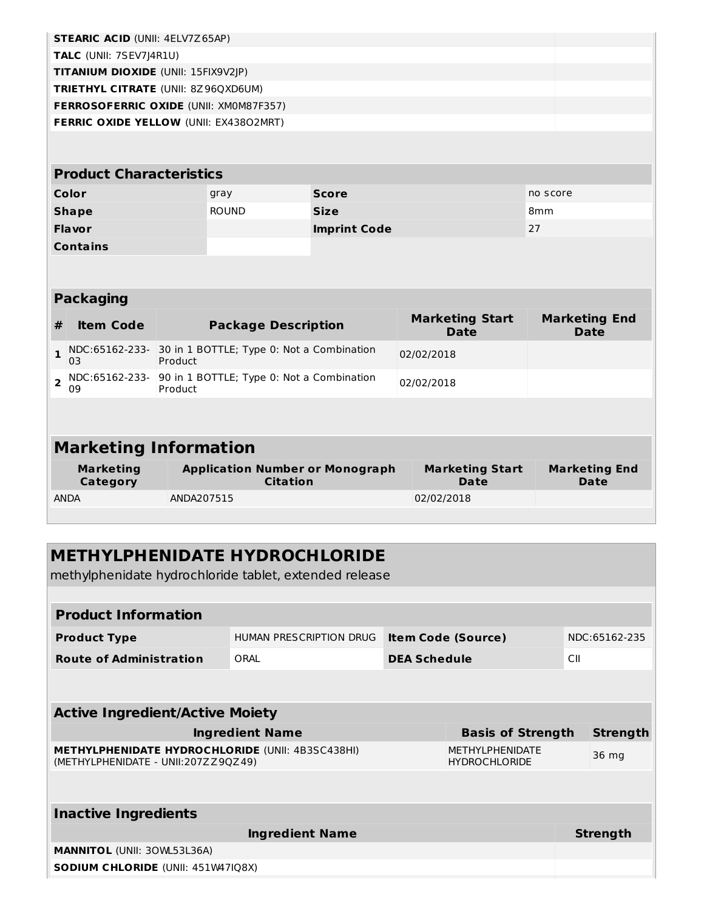| | |
|---|---|
| **STEARIC ACID** (UNII: 4ELV7Z65AP) | |
| **TALC** (UNII: 7SEV7J4R1U) | |
| **TITANIUM DIOXIDE** (UNII: 15FIX9V2JP) | |
| **TRIETHYL CITRATE** (UNII: 8Z96QXD6UM) | |
| **FERROSOFERRIC OXIDE** (UNII: XM0M87F357) | |
| **FERRIC OXIDE YELLOW** (UNII: EX438O2MRT) | |

| Product Characteristics | | | |
|---|---|---|---|
| **Color** | gray | **Score** | no score |
| **Shape** | ROUND | **Size** | 8mm |
| **Flavor** | | **Imprint Code** | 27 |
| **Contains** | | | |

| Packaging | | | | |
|---|---|---|---|---|
| **#** | **Item Code** | **Package Description** | **Marketing Start Date** | **Marketing End Date** |
| **1** | NDC:65162-233-03 | 30 in 1 BOTTLE; Type 0: Not a Combination Product | 02/02/2018 | |
| **2** | NDC:65162-233-09 | 90 in 1 BOTTLE; Type 0: Not a Combination Product | 02/02/2018 | |

| Marketing Information | | | |
|---|---|---|---|
| **Marketing Category** | **Application Number or Monograph Citation** | **Marketing Start Date** | **Marketing End Date** |
| ANDA | ANDA207515 | 02/02/2018 | |

## METHYLPHENIDATE HYDROCHLORIDE

methylphenidate hydrochloride tablet, extended release

| Product Information | | | |
|---|---|---|---|
| **Product Type** | HUMAN PRESCRIPTION DRUG | **Item Code (Source)** | NDC:65162-235 |
| **Route of Administration** | ORAL | **DEA Schedule** | CII |

| Active Ingredient/Active Moiety | | |
|---|---|---|
| **Ingredient Name** | **Basis of Strength** | **Strength** |
| **METHYLPHENIDATE HYDROCHLORIDE** (UNII: 4B3SC438HI) (METHYLPHENIDATE - UNII:207ZZ9QZ49) | METHYLPHENIDATE HYDROCHLORIDE | 36 mg |

| Inactive Ingredients | |
|---|---|
| **Ingredient Name** | **Strength** |
| **MANNITOL** (UNII: 3OWL53L36A) | |
| **SODIUM CHLORIDE** (UNII: 451W47IQ8X) | |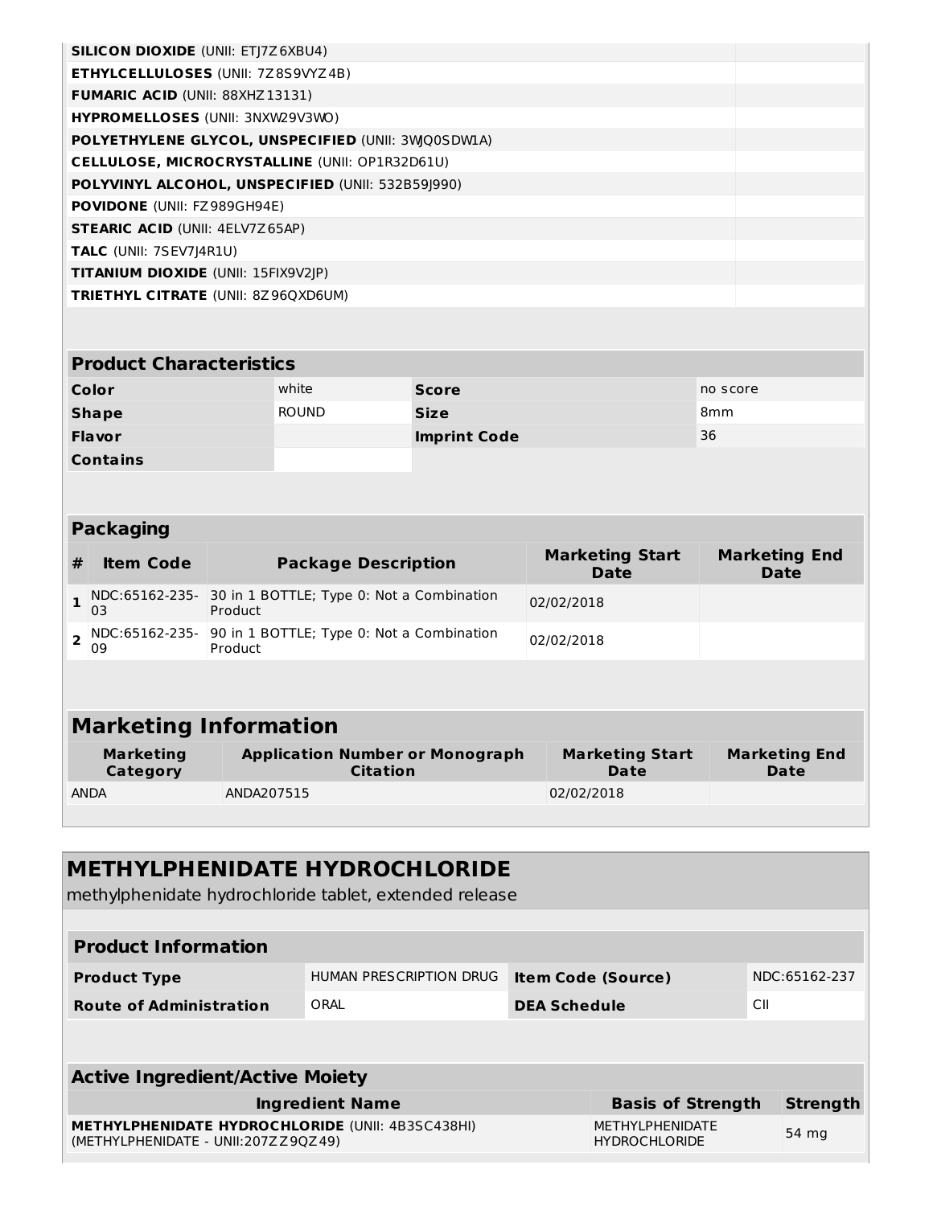| | |
|---|---|
| **SILICON DIOXIDE** (UNII: ETJ7Z6XBU4) | |
| **ETHYLCELLULOSES** (UNII: 7Z8S9VYZ4B) | |
| **FUMARIC ACID** (UNII: 88XHZ13131) | |
| **HYPROMELLOSES** (UNII: 3NXW29V3WO) | |
| **POLYETHYLENE GLYCOL, UNSPECIFIED** (UNII: 3WJQ0SDW1A) | |
| **CELLULOSE, MICROCRYSTALLINE** (UNII: OP1R32D61U) | |
| **POLYVINYL ALCOHOL, UNSPECIFIED** (UNII: 532B59J990) | |
| **POVIDONE** (UNII: FZ989GH94E) | |
| **STEARIC ACID** (UNII: 4ELV7Z65AP) | |
| **TALC** (UNII: 7SEV7J4R1U) | |
| **TITANIUM DIOXIDE** (UNII: 15FIX9V2JP) | |
| **TRIETHYL CITRATE** (UNII: 8Z96QXD6UM) | |

| Product Characteristics | | | |
|---|---|---|---|
| **Color** | white | **Score** | no score |
| **Shape** | ROUND | **Size** | 8mm |
| **Flavor** | | **Imprint Code** | 36 |
| **Contains** | | | |

| Packaging | | | | |
|---|---|---|---|---|
| **#** | **Item Code** | **Package Description** | **Marketing Start Date** | **Marketing End Date** |
| **1** | NDC:65162-235-03 | 30 in 1 BOTTLE; Type 0: Not a Combination Product | 02/02/2018 | |
| **2** | NDC:65162-235-09 | 90 in 1 BOTTLE; Type 0: Not a Combination Product | 02/02/2018 | |

| Marketing Information | | | |
|---|---|---|---|
| **Marketing Category** | **Application Number or Monograph Citation** | **Marketing Start Date** | **Marketing End Date** |
| ANDA | ANDA207515 | 02/02/2018 | |

## METHYLPHENIDATE HYDROCHLORIDE

methylphenidate hydrochloride tablet, extended release

| Product Information | | | |
|---|---|---|---|
| **Product Type** | HUMAN PRESCRIPTION DRUG | **Item Code (Source)** | NDC:65162-237 |
| **Route of Administration** | ORAL | **DEA Schedule** | CII |

| Active Ingredient/Active Moiety | | |
|---|---|---|
| **Ingredient Name** | **Basis of Strength** | **Strength** |
| **METHYLPHENIDATE HYDROCHLORIDE** (UNII: 4B3SC438HI) (METHYLPHENIDATE - UNII:207ZZ9QZ49) | METHYLPHENIDATE HYDROCHLORIDE | 54 mg |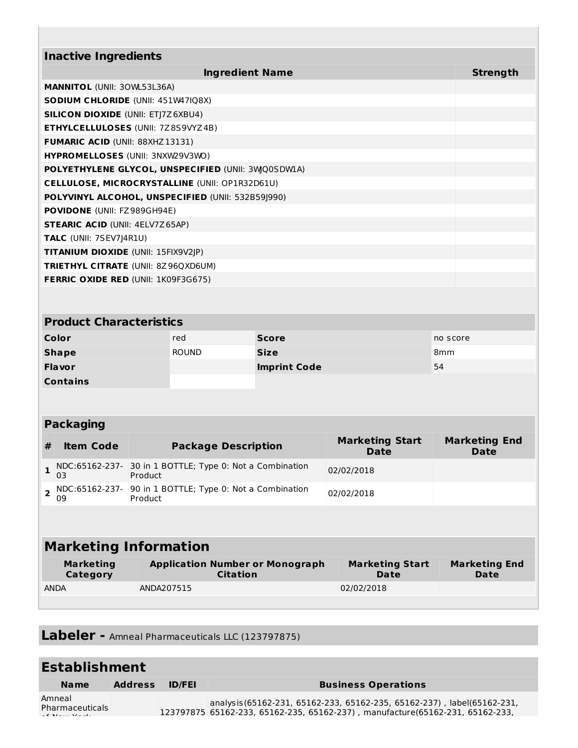## Inactive Ingredients

| Ingredient Name | Strength |
| --- | --- |
| **MANNITOL** (UNII: 3OWL53L36A) | |
| **SODIUM CHLORIDE** (UNII: 451W47IQ8X) | |
| **SILICON DIOXIDE** (UNII: ETJ7Z6XBU4) | |
| **ETHYLCELLULOSES** (UNII: 7Z8S9VYZ4B) | |
| **FUMARIC ACID** (UNII: 88XHZ13131) | |
| **HYPROMELLOSES** (UNII: 3NXW29V3WO) | |
| **POLYETHYLENE GLYCOL, UNSPECIFIED** (UNII: 3WJQ0SDW1A) | |
| **CELLULOSE, MICROCRYSTALLINE** (UNII: OP1R32D61U) | |
| **POLYVINYL ALCOHOL, UNSPECIFIED** (UNII: 532B59J990) | |
| **POVIDONE** (UNII: FZ989GH94E) | |
| **STEARIC ACID** (UNII: 4ELV7Z65AP) | |
| **TALC** (UNII: 7SEV7J4R1U) | |
| **TITANIUM DIOXIDE** (UNII: 15FIX9V2JP) | |
| **TRIETHYL CITRATE** (UNII: 8Z96QXD6UM) | |
| **FERRIC OXIDE RED** (UNII: 1K09F3G675) | |

## Product Characteristics

| | | | |
| --- | --- | --- | --- |
| **Color** | red | **Score** | no score |
| **Shape** | ROUND | **Size** | 8mm |
| **Flavor** | | **Imprint Code** | 54 |
| **Contains** | | | |

## Packaging

| # | Item Code | Package Description | Marketing Start Date | Marketing End Date |
| --- | --- | --- | --- | --- |
| 1 | NDC:65162-237-03 | 30 in 1 BOTTLE; Type 0: Not a Combination Product | 02/02/2018 | |
| 2 | NDC:65162-237-09 | 90 in 1 BOTTLE; Type 0: Not a Combination Product | 02/02/2018 | |

## Marketing Information

| Marketing Category | Application Number or Monograph Citation | Marketing Start Date | Marketing End Date |
| --- | --- | --- | --- |
| ANDA | ANDA207515 | 02/02/2018 | |

## Labeler - Amneal Pharmaceuticals LLC (123797875)

## Establishment

| Name | Address | ID/FEI | Business Operations |
| --- | --- | --- | --- |
| Amneal Pharmaceuticals of New York | | 123797875 | analysis(65162-231, 65162-233, 65162-235, 65162-237) , label(65162-231, 65162-233, 65162-235, 65162-237) , manufacture(65162-231, 65162-233, |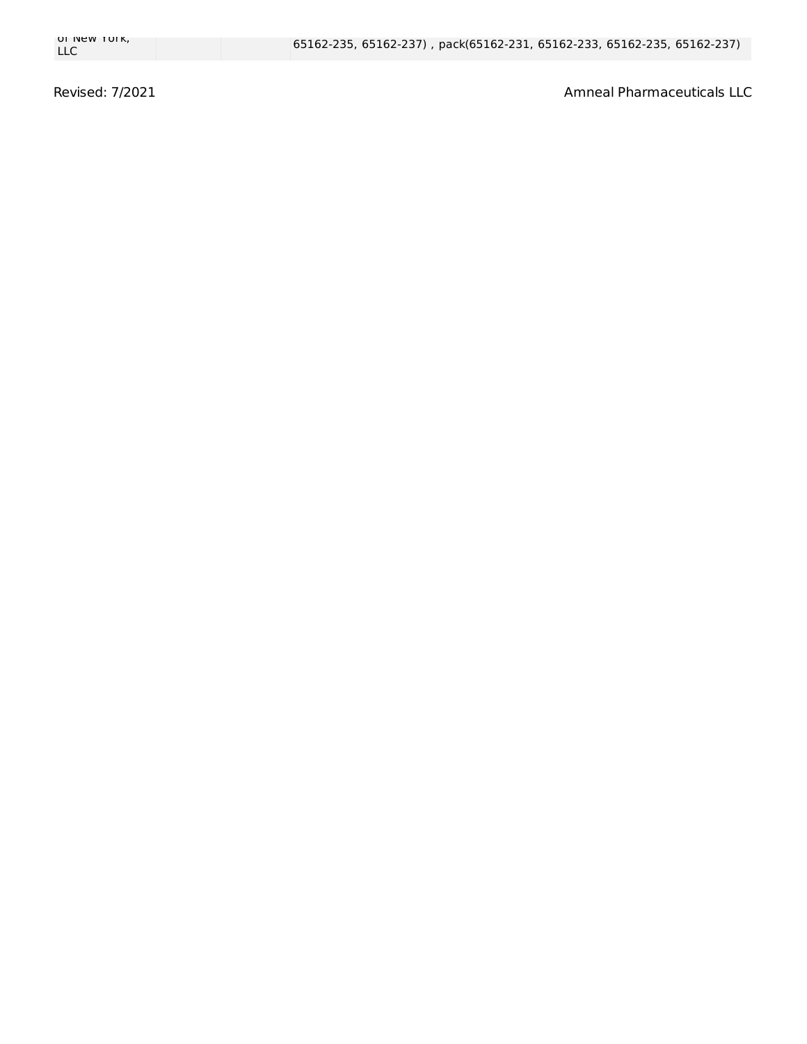| | | | |
|---|---|---|---|
| of New York, LLC | | | 65162-235, 65162-237) , pack(65162-231, 65162-233, 65162-235, 65162-237) |

Revised: 7/2021

Amneal Pharmaceuticals LLC